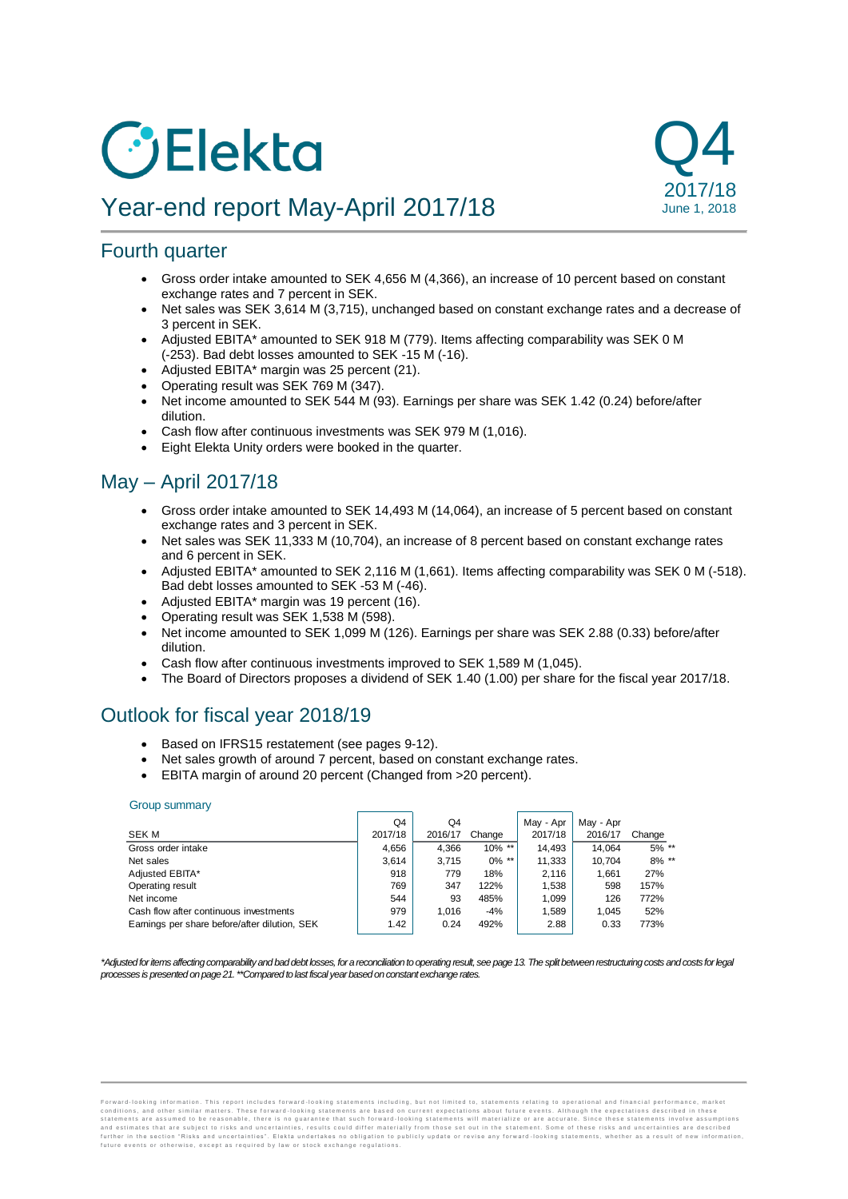# Elekta

# Year-end report May-April 2017/18

Q4
2017/18
June 1, 2018

## Fourth quarter

- Gross order intake amounted to SEK 4,656 M (4,366), an increase of 10 percent based on constant exchange rates and 7 percent in SEK.
- Net sales was SEK 3,614 M (3,715), unchanged based on constant exchange rates and a decrease of 3 percent in SEK.
- Adjusted EBITA* amounted to SEK 918 M (779). Items affecting comparability was SEK 0 M (-253). Bad debt losses amounted to SEK -15 M (-16).
- Adjusted EBITA* margin was 25 percent (21).
- Operating result was SEK 769 M (347).
- Net income amounted to SEK 544 M (93). Earnings per share was SEK 1.42 (0.24) before/after dilution.
- Cash flow after continuous investments was SEK 979 M (1,016).
- Eight Elekta Unity orders were booked in the quarter.

## May – April 2017/18

- Gross order intake amounted to SEK 14,493 M (14,064), an increase of 5 percent based on constant exchange rates and 3 percent in SEK.
- Net sales was SEK 11,333 M (10,704), an increase of 8 percent based on constant exchange rates and 6 percent in SEK.
- Adjusted EBITA* amounted to SEK 2,116 M (1,661). Items affecting comparability was SEK 0 M (-518). Bad debt losses amounted to SEK -53 M (-46).
- Adjusted EBITA* margin was 19 percent (16).
- Operating result was SEK 1,538 M (598).
- Net income amounted to SEK 1,099 M (126). Earnings per share was SEK 2.88 (0.33) before/after dilution.
- Cash flow after continuous investments improved to SEK 1,589 M (1,045).
- The Board of Directors proposes a dividend of SEK 1.40 (1.00) per share for the fiscal year 2017/18.

## Outlook for fiscal year 2018/19

- Based on IFRS15 restatement (see pages 9-12).
- Net sales growth of around 7 percent, based on constant exchange rates.
- EBITA margin of around 20 percent (Changed from >20 percent).

Group summary

| SEK M | Q4 2017/18 | Q4 2016/17 | Change | May - Apr 2017/18 | May - Apr 2016/17 | Change |
|---|---|---|---|---|---|---|
| Gross order intake | 4,656 | 4,366 | 10% ** | 14,493 | 14,064 | 5% ** |
| Net sales | 3,614 | 3,715 | 0% ** | 11,333 | 10,704 | 8% ** |
| Adjusted EBITA* | 918 | 779 | 18% | 2,116 | 1,661 | 27% |
| Operating result | 769 | 347 | 122% | 1,538 | 598 | 157% |
| Net income | 544 | 93 | 485% | 1,099 | 126 | 772% |
| Cash flow after continuous investments | 979 | 1,016 | -4% | 1,589 | 1,045 | 52% |
| Earnings per share before/after dilution, SEK | 1.42 | 0.24 | 492% | 2.88 | 0.33 | 773% |

*\*Adjusted for items affecting comparability and bad debt losses, for a reconciliation to operating result, see page 13. The split between restructuring costs and costs for legal processes is presented on page 21. \*\*Compared to last fiscal year based on constant exchange rates.*

Forward-looking information. This report includes forward-looking statements including, but not limited to, statements relating to operational and financial performance, market conditions, and other similar matters. These forward-looking statements are based on current expectations about future events. Although the expectations described in these statements are assumed to be reasonable, there is no guarantee that such forward-looking statements will materialize or are accurate. Since these statements involve assumptions and estimates that are subject to risks and uncertainties, results could differ materially from those set out in the statement. Some of these risks and uncertainties are described further in the section "Risks and uncertainties". Elekta undertakes no obligation to publicly update or revise any forward-looking statements, whether as a result of new information, future events or otherwise, except as required by law or stock exchange regulations.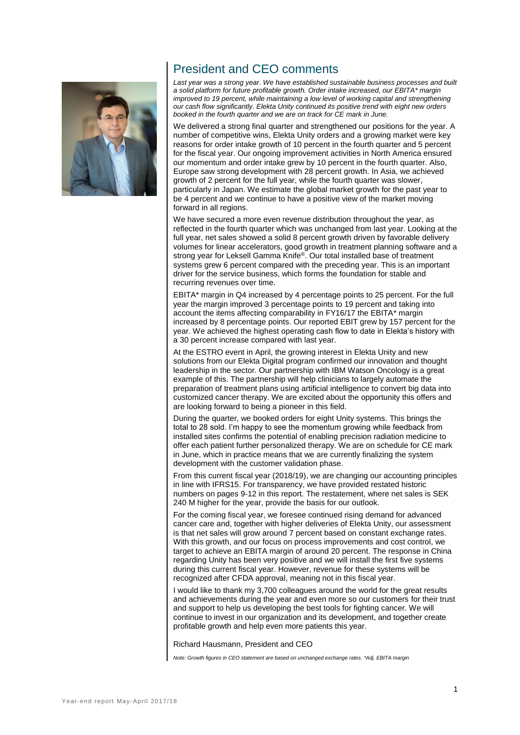## President and CEO comments

*Last year was a strong year. We have established sustainable business processes and built a solid platform for future profitable growth. Order intake increased, our EBITA\* margin improved to 19 percent, while maintaining a low level of working capital and strengthening our cash flow significantly. Elekta Unity continued its positive trend with eight new orders booked in the fourth quarter and we are on track for CE mark in June.*

We delivered a strong final quarter and strengthened our positions for the year. A number of competitive wins, Elekta Unity orders and a growing market were key reasons for order intake growth of 10 percent in the fourth quarter and 5 percent for the fiscal year. Our ongoing improvement activities in North America ensured our momentum and order intake grew by 10 percent in the fourth quarter. Also, Europe saw strong development with 28 percent growth. In Asia, we achieved growth of 2 percent for the full year, while the fourth quarter was slower, particularly in Japan. We estimate the global market growth for the past year to be 4 percent and we continue to have a positive view of the market moving forward in all regions.

We have secured a more even revenue distribution throughout the year, as reflected in the fourth quarter which was unchanged from last year. Looking at the full year, net sales showed a solid 8 percent growth driven by favorable delivery volumes for linear accelerators, good growth in treatment planning software and a strong year for Leksell Gamma Knife®. Our total installed base of treatment systems grew 6 percent compared with the preceding year. This is an important driver for the service business, which forms the foundation for stable and recurring revenues over time.

EBITA\* margin in Q4 increased by 4 percentage points to 25 percent. For the full year the margin improved 3 percentage points to 19 percent and taking into account the items affecting comparability in FY16/17 the EBITA\* margin increased by 8 percentage points. Our reported EBIT grew by 157 percent for the year. We achieved the highest operating cash flow to date in Elekta's history with a 30 percent increase compared with last year.

At the ESTRO event in April, the growing interest in Elekta Unity and new solutions from our Elekta Digital program confirmed our innovation and thought leadership in the sector. Our partnership with IBM Watson Oncology is a great example of this. The partnership will help clinicians to largely automate the preparation of treatment plans using artificial intelligence to convert big data into customized cancer therapy. We are excited about the opportunity this offers and are looking forward to being a pioneer in this field.

During the quarter, we booked orders for eight Unity systems. This brings the total to 28 sold. I'm happy to see the momentum growing while feedback from installed sites confirms the potential of enabling precision radiation medicine to offer each patient further personalized therapy. We are on schedule for CE mark in June, which in practice means that we are currently finalizing the system development with the customer validation phase.

From this current fiscal year (2018/19), we are changing our accounting principles in line with IFRS15. For transparency, we have provided restated historic numbers on pages 9-12 in this report. The restatement, where net sales is SEK 240 M higher for the year, provide the basis for our outlook.

For the coming fiscal year, we foresee continued rising demand for advanced cancer care and, together with higher deliveries of Elekta Unity, our assessment is that net sales will grow around 7 percent based on constant exchange rates. With this growth, and our focus on process improvements and cost control, we target to achieve an EBITA margin of around 20 percent. The response in China regarding Unity has been very positive and we will install the first five systems during this current fiscal year. However, revenue for these systems will be recognized after CFDA approval, meaning not in this fiscal year.

I would like to thank my 3,700 colleagues around the world for the great results and achievements during the year and even more so our customers for their trust and support to help us developing the best tools for fighting cancer. We will continue to invest in our organization and its development, and together create profitable growth and help even more patients this year.

Richard Hausmann, President and CEO

*Note: Growth figures in CEO statement are based on unchanged exchange rates. \*Adj. EBITA margin*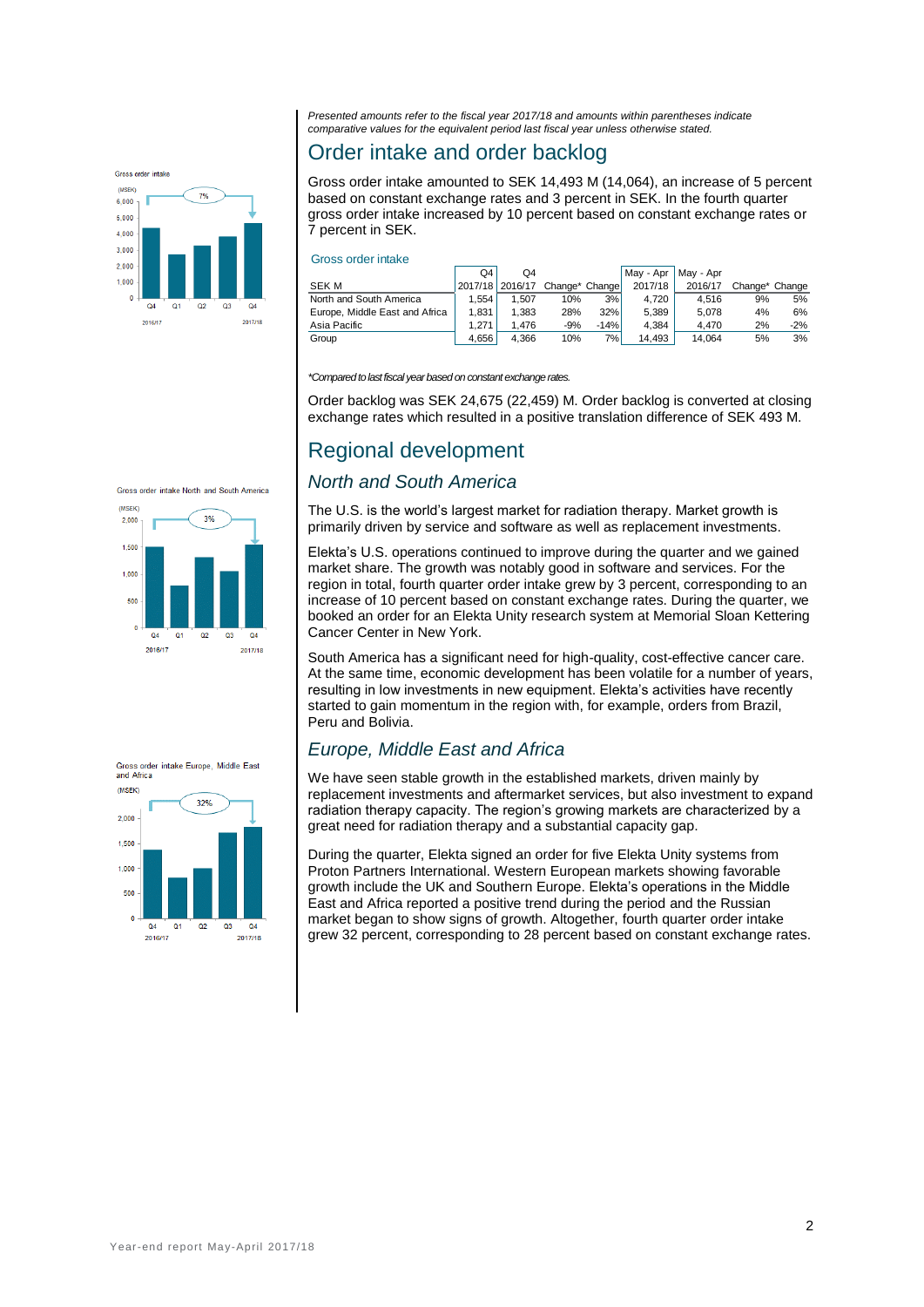*Presented amounts refer to the fiscal year 2017/18 and amounts within parentheses indicate comparative values for the equivalent period last fiscal year unless otherwise stated.*

## Order intake and order backlog

Gross order intake amounted to SEK 14,493 M (14,064), an increase of 5 percent based on constant exchange rates and 3 percent in SEK. In the fourth quarter gross order intake increased by 10 percent based on constant exchange rates or 7 percent in SEK.

Gross order intake

| SEK M | Q4 2017/18 | Q4 2016/17 | Change* | Change | May - Apr 2017/18 | May - Apr 2016/17 | Change* | Change |
|---|---|---|---|---|---|---|---|---|
| North and South America | 1,554 | 1,507 | 10% | 3% | 4,720 | 4,516 | 9% | 5% |
| Europe, Middle East and Africa | 1,831 | 1,383 | 28% | 32% | 5,389 | 5,078 | 4% | 6% |
| Asia Pacific | 1,271 | 1,476 | -9% | -14% | 4,384 | 4,470 | 2% | -2% |
| Group | 4,656 | 4,366 | 10% | 7% | 14,493 | 14,064 | 5% | 3% |

*\*Compared to last fiscal year based on constant exchange rates.*

Order backlog was SEK 24,675 (22,459) M. Order backlog is converted at closing exchange rates which resulted in a positive translation difference of SEK 493 M.

## Regional development

### *North and South America*

The U.S. is the world's largest market for radiation therapy. Market growth is primarily driven by service and software as well as replacement investments.

Elekta's U.S. operations continued to improve during the quarter and we gained market share. The growth was notably good in software and services. For the region in total, fourth quarter order intake grew by 3 percent, corresponding to an increase of 10 percent based on constant exchange rates. During the quarter, we booked an order for an Elekta Unity research system at Memorial Sloan Kettering Cancer Center in New York.

South America has a significant need for high-quality, cost-effective cancer care. At the same time, economic development has been volatile for a number of years, resulting in low investments in new equipment. Elekta's activities have recently started to gain momentum in the region with, for example, orders from Brazil, Peru and Bolivia.

### *Europe, Middle East and Africa*

We have seen stable growth in the established markets, driven mainly by replacement investments and aftermarket services, but also investment to expand radiation therapy capacity. The region's growing markets are characterized by a great need for radiation therapy and a substantial capacity gap.

During the quarter, Elekta signed an order for five Elekta Unity systems from Proton Partners International. Western European markets showing favorable growth include the UK and Southern Europe. Elekta's operations in the Middle East and Africa reported a positive trend during the period and the Russian market began to show signs of growth. Altogether, fourth quarter order intake grew 32 percent, corresponding to 28 percent based on constant exchange rates.

Gross order intake (MSEK): Q4 2016/17, Q1, Q2, Q3, Q4 2017/18 — 7%

Gross order intake North and South America (MSEK): Q4 2016/17, Q1, Q2, Q3, Q4 2017/18 — 3%

Gross order intake Europe, Middle East and Africa (MSEK): Q4 2016/17, Q1, Q2, Q3, Q4 2017/18 — 32%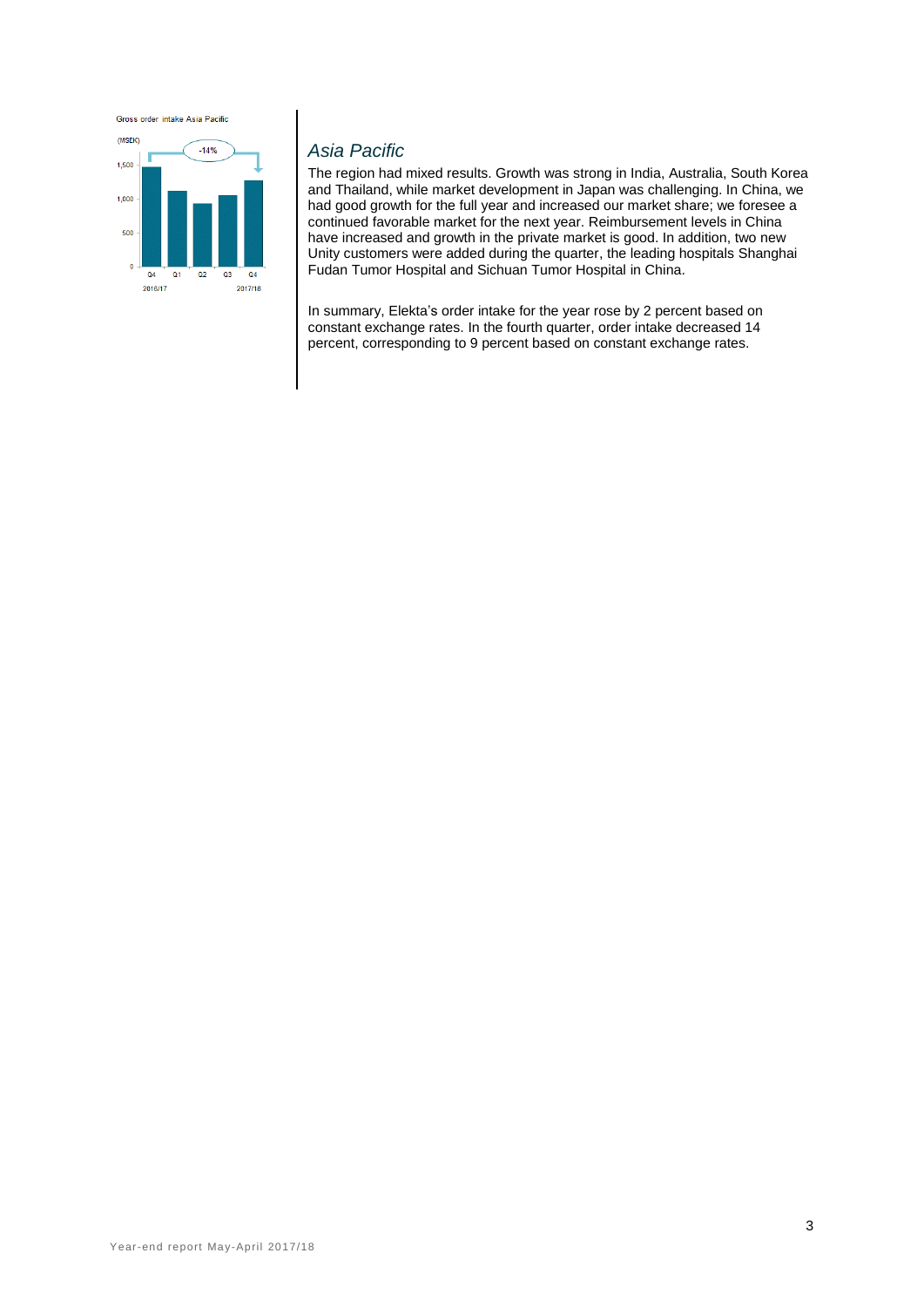Gross order intake Asia Pacific

(MSEK)

-14%

## *Asia Pacific*

The region had mixed results. Growth was strong in India, Australia, South Korea and Thailand, while market development in Japan was challenging. In China, we had good growth for the full year and increased our market share; we foresee a continued favorable market for the next year. Reimbursement levels in China have increased and growth in the private market is good. In addition, two new Unity customers were added during the quarter, the leading hospitals Shanghai Fudan Tumor Hospital and Sichuan Tumor Hospital in China.

In summary, Elekta's order intake for the year rose by 2 percent based on constant exchange rates. In the fourth quarter, order intake decreased 14 percent, corresponding to 9 percent based on constant exchange rates.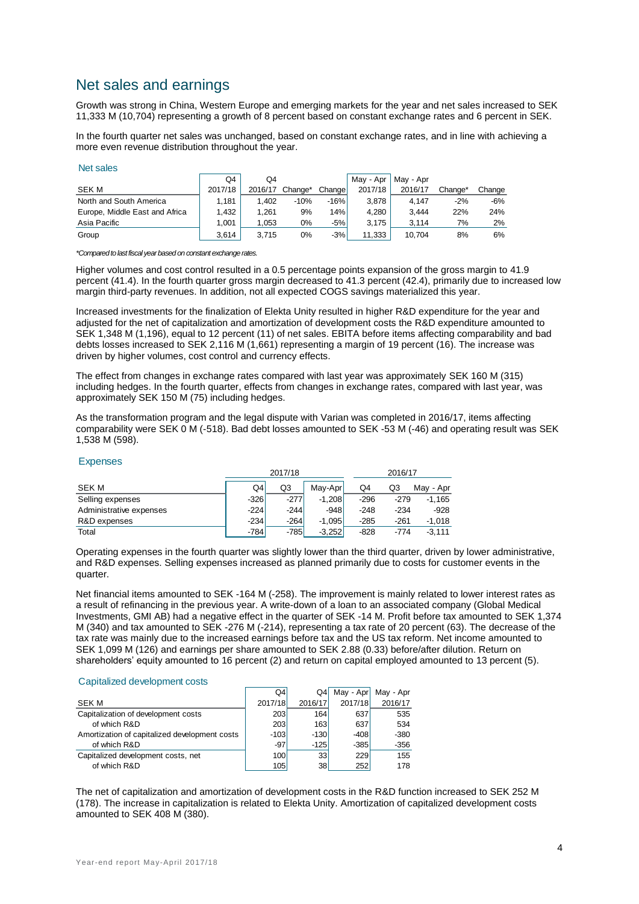# Net sales and earnings

Growth was strong in China, Western Europe and emerging markets for the year and net sales increased to SEK 11,333 M (10,704) representing a growth of 8 percent based on constant exchange rates and 6 percent in SEK.

In the fourth quarter net sales was unchanged, based on constant exchange rates, and in line with achieving a more even revenue distribution throughout the year.

## Net sales

| SEK M | Q4 2017/18 | Q4 2016/17 | Change* | Change | May - Apr 2017/18 | May - Apr 2016/17 | Change* | Change |
|---|---|---|---|---|---|---|---|---|
| North and South America | 1,181 | 1,402 | -10% | -16% | 3,878 | 4,147 | -2% | -6% |
| Europe, Middle East and Africa | 1,432 | 1,261 | 9% | 14% | 4,280 | 3,444 | 22% | 24% |
| Asia Pacific | 1,001 | 1,053 | 0% | -5% | 3,175 | 3,114 | 7% | 2% |
| Group | 3,614 | 3,715 | 0% | -3% | 11,333 | 10,704 | 8% | 6% |

*Compared to last fiscal year based on constant exchange rates.*

Higher volumes and cost control resulted in a 0.5 percentage points expansion of the gross margin to 41.9 percent (41.4). In the fourth quarter gross margin decreased to 41.3 percent (42.4), primarily due to increased low margin third-party revenues. In addition, not all expected COGS savings materialized this year.

Increased investments for the finalization of Elekta Unity resulted in higher R&D expenditure for the year and adjusted for the net of capitalization and amortization of development costs the R&D expenditure amounted to SEK 1,348 M (1,196), equal to 12 percent (11) of net sales. EBITA before items affecting comparability and bad debts losses increased to SEK 2,116 M (1,661) representing a margin of 19 percent (16). The increase was driven by higher volumes, cost control and currency effects.

The effect from changes in exchange rates compared with last year was approximately SEK 160 M (315) including hedges. In the fourth quarter, effects from changes in exchange rates, compared with last year, was approximately SEK 150 M (75) including hedges.

As the transformation program and the legal dispute with Varian was completed in 2016/17, items affecting comparability were SEK 0 M (-518). Bad debt losses amounted to SEK -53 M (-46) and operating result was SEK 1,538 M (598).

## Expenses

| SEK M | 2017/18 Q4 | 2017/18 Q3 | 2017/18 May-Apr | 2016/17 Q4 | 2016/17 Q3 | 2016/17 May - Apr |
|---|---|---|---|---|---|---|
| Selling expenses | -326 | -277 | -1,208 | -296 | -279 | -1,165 |
| Administrative expenses | -224 | -244 | -948 | -248 | -234 | -928 |
| R&D expenses | -234 | -264 | -1,095 | -285 | -261 | -1,018 |
| Total | -784 | -785 | -3,252 | -828 | -774 | -3,111 |

Operating expenses in the fourth quarter was slightly lower than the third quarter, driven by lower administrative, and R&D expenses. Selling expenses increased as planned primarily due to costs for customer events in the quarter.

Net financial items amounted to SEK -164 M (-258). The improvement is mainly related to lower interest rates as a result of refinancing in the previous year. A write-down of a loan to an associated company (Global Medical Investments, GMI AB) had a negative effect in the quarter of SEK -14 M. Profit before tax amounted to SEK 1,374 M (340) and tax amounted to SEK -276 M (-214), representing a tax rate of 20 percent (63). The decrease of the tax rate was mainly due to the increased earnings before tax and the US tax reform. Net income amounted to SEK 1,099 M (126) and earnings per share amounted to SEK 2.88 (0.33) before/after dilution. Return on shareholders' equity amounted to 16 percent (2) and return on capital employed amounted to 13 percent (5).

## Capitalized development costs

| SEK M | Q4 2017/18 | Q4 2016/17 | May - Apr 2017/18 | May - Apr 2016/17 |
|---|---|---|---|---|
| Capitalization of development costs | 203 | 164 | 637 | 535 |
| of which R&D | 203 | 163 | 637 | 534 |
| Amortization of capitalized development costs | -103 | -130 | -408 | -380 |
| of which R&D | -97 | -125 | -385 | -356 |
| Capitalized development costs, net | 100 | 33 | 229 | 155 |
| of which R&D | 105 | 38 | 252 | 178 |

The net of capitalization and amortization of development costs in the R&D function increased to SEK 252 M (178). The increase in capitalization is related to Elekta Unity. Amortization of capitalized development costs amounted to SEK 408 M (380).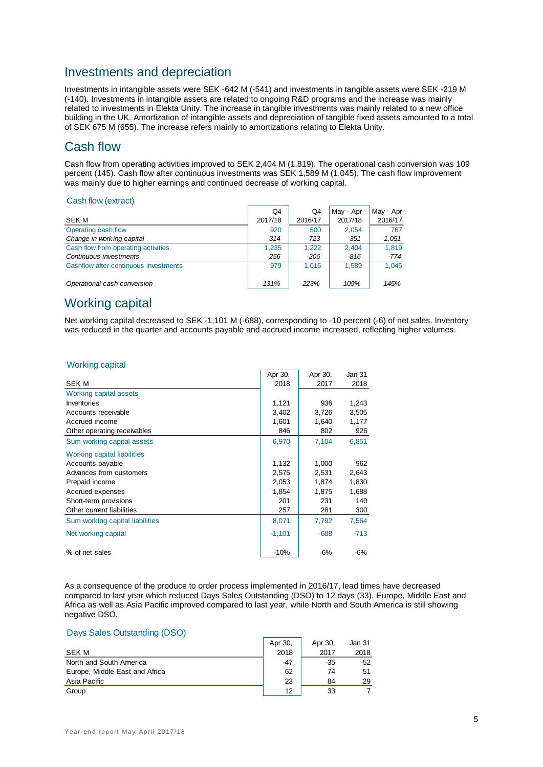## Investments and depreciation

Investments in intangible assets were SEK -642 M (-541) and investments in tangible assets were SEK -219 M (-140). Investments in intangible assets are related to ongoing R&D programs and the increase was mainly related to investments in Elekta Unity. The increase in tangible investments was mainly related to a new office building in the UK. Amortization of intangible assets and depreciation of tangible fixed assets amounted to a total of SEK 675 M (655). The increase refers mainly to amortizations relating to Elekta Unity.

## Cash flow

Cash flow from operating activities improved to SEK 2,404 M (1,819). The operational cash conversion was 109 percent (145). Cash flow after continuous investments was SEK 1,589 M (1,045). The cash flow improvement was mainly due to higher earnings and continued decrease of working capital.

### Cash flow (extract)

| SEK M | Q4 2017/18 | Q4 2016/17 | May - Apr 2017/18 | May - Apr 2016/17 |
|---|---|---|---|---|
| Operating cash flow | 920 | 500 | 2,054 | 767 |
| *Change in working capital* | *314* | *723* | *351* | *1,051* |
| Cash flow from operating activities | 1,235 | 1,222 | 2,404 | 1,819 |
| *Continuous investments* | *-256* | *-206* | *-816* | *-774* |
| Cashflow after continuous investments | 979 | 1,016 | 1,589 | 1,045 |
| | | | | |
| *Operational cash conversion* | *131%* | *223%* | *109%* | *145%* |

## Working capital

Net working capital decreased to SEK -1,101 M (-688), corresponding to -10 percent (-6) of net sales. Inventory was reduced in the quarter and accounts payable and accrued income increased, reflecting higher volumes.

### Working capital

| SEK M | Apr 30, 2018 | Apr 30, 2017 | Jan 31 2018 |
|---|---|---|---|
| Working capital assets | | | |
| Inventories | 1,121 | 936 | 1,243 |
| Accounts receivable | 3,402 | 3,726 | 3,505 |
| Accrued income | 1,601 | 1,640 | 1,177 |
| Other operating receivables | 846 | 802 | 926 |
| Sum working capital assets | 6,970 | 7,104 | 6,851 |
| Working capital liabilities | | | |
| Accounts payable | 1,132 | 1,000 | 962 |
| Advances from customers | 2,575 | 2,531 | 2,643 |
| Prepaid income | 2,053 | 1,874 | 1,830 |
| Accrued expenses | 1,854 | 1,875 | 1,688 |
| Short-term provisions | 201 | 231 | 140 |
| Other current liabilities | 257 | 281 | 300 |
| Sum working capital liabilities | 8,071 | 7,792 | 7,564 |
| Net working capital | -1,101 | -688 | -713 |
| | | | |
| % of net sales | -10% | -6% | -6% |

As a consequence of the produce to order process implemented in 2016/17, lead times have decreased compared to last year which reduced Days Sales Outstanding (DSO) to 12 days (33). Europe, Middle East and Africa as well as Asia Pacific improved compared to last year, while North and South America is still showing negative DSO.

### Days Sales Outstanding (DSO)

| SEK M | Apr 30, 2018 | Apr 30, 2017 | Jan 31 2018 |
|---|---|---|---|
| North and South America | -47 | -35 | -52 |
| Europe, Middle East and Africa | 62 | 74 | 51 |
| Asia Pacific | 23 | 84 | 29 |
| Group | 12 | 33 | 7 |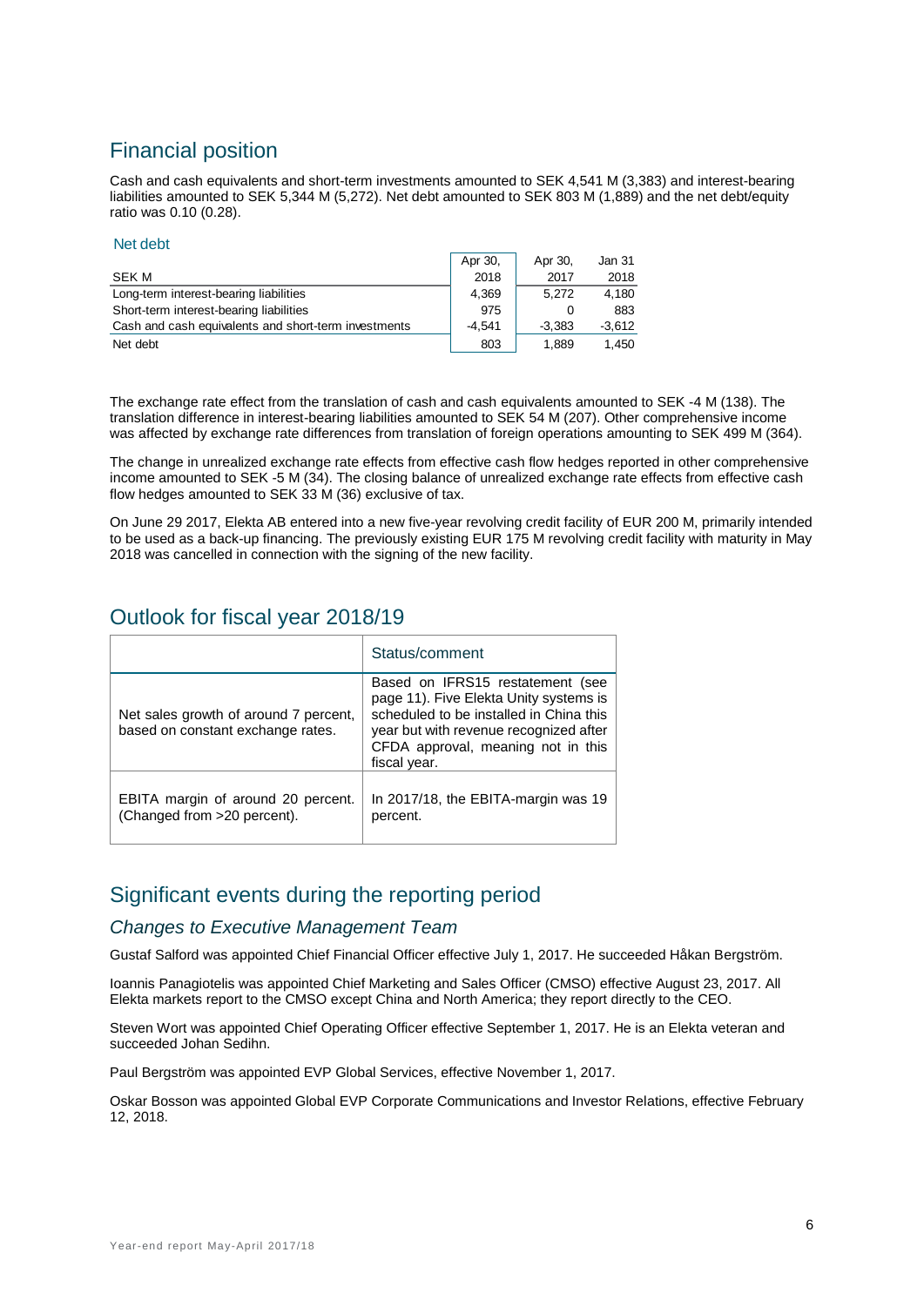## Financial position

Cash and cash equivalents and short-term investments amounted to SEK 4,541 M (3,383) and interest-bearing liabilities amounted to SEK 5,344 M (5,272). Net debt amounted to SEK 803 M (1,889) and the net debt/equity ratio was 0.10 (0.28).

### Net debt

| SEK M | Apr 30, 2018 | Apr 30, 2017 | Jan 31 2018 |
|---|---|---|---|
| Long-term interest-bearing liabilities | 4,369 | 5,272 | 4,180 |
| Short-term interest-bearing liabilities | 975 | 0 | 883 |
| Cash and cash equivalents and short-term investments | -4,541 | -3,383 | -3,612 |
| Net debt | 803 | 1,889 | 1,450 |

The exchange rate effect from the translation of cash and cash equivalents amounted to SEK -4 M (138). The translation difference in interest-bearing liabilities amounted to SEK 54 M (207). Other comprehensive income was affected by exchange rate differences from translation of foreign operations amounting to SEK 499 M (364).

The change in unrealized exchange rate effects from effective cash flow hedges reported in other comprehensive income amounted to SEK -5 M (34). The closing balance of unrealized exchange rate effects from effective cash flow hedges amounted to SEK 33 M (36) exclusive of tax.

On June 29 2017, Elekta AB entered into a new five-year revolving credit facility of EUR 200 M, primarily intended to be used as a back-up financing. The previously existing EUR 175 M revolving credit facility with maturity in May 2018 was cancelled in connection with the signing of the new facility.

## Outlook for fiscal year 2018/19

| | Status/comment |
|---|---|
| Net sales growth of around 7 percent, based on constant exchange rates. | Based on IFRS15 restatement (see page 11). Five Elekta Unity systems is scheduled to be installed in China this year but with revenue recognized after CFDA approval, meaning not in this fiscal year. |
| EBITA margin of around 20 percent. (Changed from >20 percent). | In 2017/18, the EBITA-margin was 19 percent. |

## Significant events during the reporting period

### *Changes to Executive Management Team*

Gustaf Salford was appointed Chief Financial Officer effective July 1, 2017. He succeeded Håkan Bergström.

Ioannis Panagiotelis was appointed Chief Marketing and Sales Officer (CMSO) effective August 23, 2017. All Elekta markets report to the CMSO except China and North America; they report directly to the CEO.

Steven Wort was appointed Chief Operating Officer effective September 1, 2017. He is an Elekta veteran and succeeded Johan Sedihn.

Paul Bergström was appointed EVP Global Services, effective November 1, 2017.

Oskar Bosson was appointed Global EVP Corporate Communications and Investor Relations, effective February 12, 2018.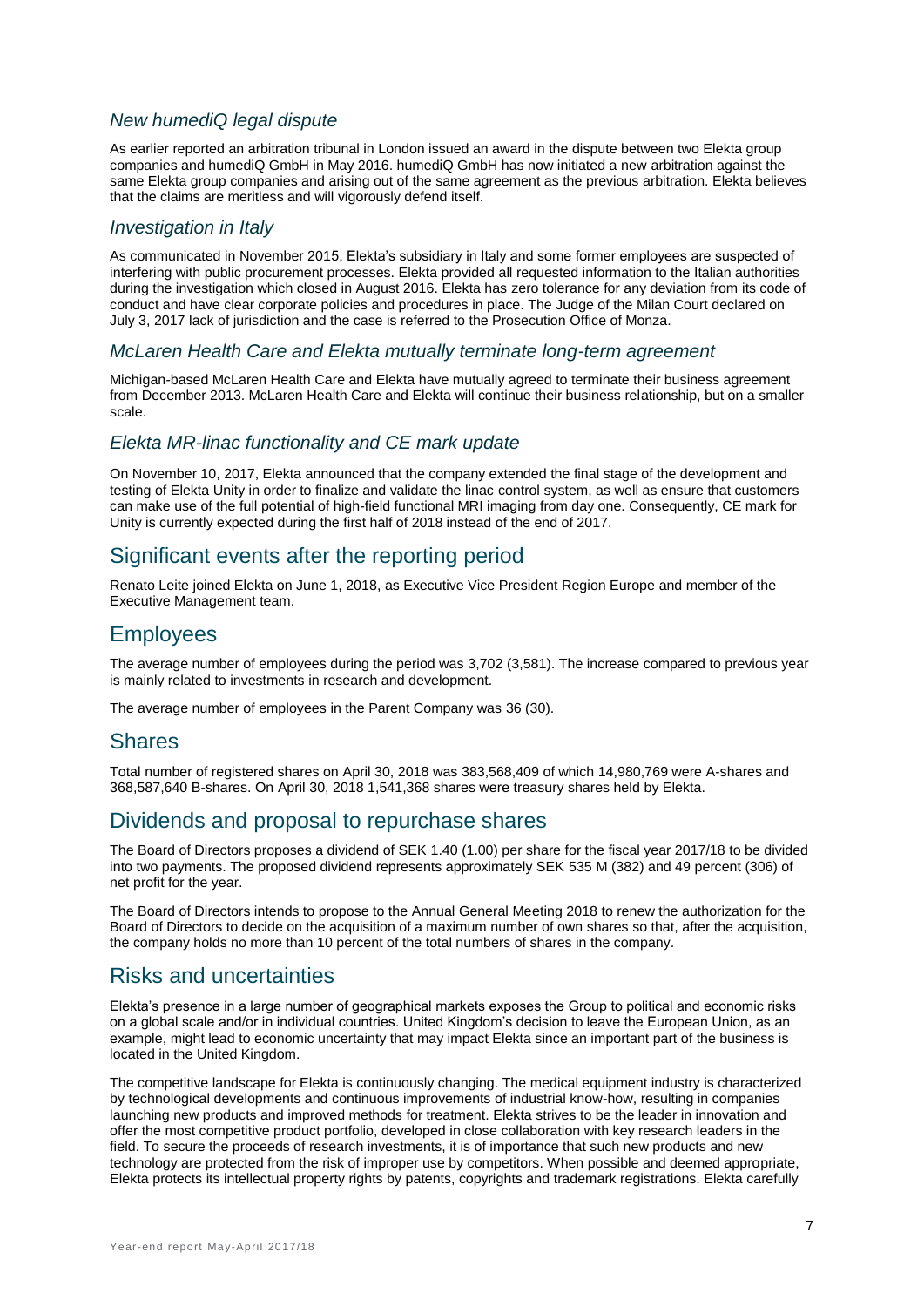### *New humediQ legal dispute*

As earlier reported an arbitration tribunal in London issued an award in the dispute between two Elekta group companies and humediQ GmbH in May 2016. humediQ GmbH has now initiated a new arbitration against the same Elekta group companies and arising out of the same agreement as the previous arbitration. Elekta believes that the claims are meritless and will vigorously defend itself.

### *Investigation in Italy*

As communicated in November 2015, Elekta's subsidiary in Italy and some former employees are suspected of interfering with public procurement processes. Elekta provided all requested information to the Italian authorities during the investigation which closed in August 2016. Elekta has zero tolerance for any deviation from its code of conduct and have clear corporate policies and procedures in place. The Judge of the Milan Court declared on July 3, 2017 lack of jurisdiction and the case is referred to the Prosecution Office of Monza.

### *McLaren Health Care and Elekta mutually terminate long-term agreement*

Michigan-based McLaren Health Care and Elekta have mutually agreed to terminate their business agreement from December 2013. McLaren Health Care and Elekta will continue their business relationship, but on a smaller scale.

### *Elekta MR-linac functionality and CE mark update*

On November 10, 2017, Elekta announced that the company extended the final stage of the development and testing of Elekta Unity in order to finalize and validate the linac control system, as well as ensure that customers can make use of the full potential of high-field functional MRI imaging from day one. Consequently, CE mark for Unity is currently expected during the first half of 2018 instead of the end of 2017.

## Significant events after the reporting period

Renato Leite joined Elekta on June 1, 2018, as Executive Vice President Region Europe and member of the Executive Management team.

## Employees

The average number of employees during the period was 3,702 (3,581). The increase compared to previous year is mainly related to investments in research and development.

The average number of employees in the Parent Company was 36 (30).

## Shares

Total number of registered shares on April 30, 2018 was 383,568,409 of which 14,980,769 were A-shares and 368,587,640 B-shares. On April 30, 2018 1,541,368 shares were treasury shares held by Elekta.

## Dividends and proposal to repurchase shares

The Board of Directors proposes a dividend of SEK 1.40 (1.00) per share for the fiscal year 2017/18 to be divided into two payments. The proposed dividend represents approximately SEK 535 M (382) and 49 percent (306) of net profit for the year.

The Board of Directors intends to propose to the Annual General Meeting 2018 to renew the authorization for the Board of Directors to decide on the acquisition of a maximum number of own shares so that, after the acquisition, the company holds no more than 10 percent of the total numbers of shares in the company.

## Risks and uncertainties

Elekta's presence in a large number of geographical markets exposes the Group to political and economic risks on a global scale and/or in individual countries. United Kingdom's decision to leave the European Union, as an example, might lead to economic uncertainty that may impact Elekta since an important part of the business is located in the United Kingdom.

The competitive landscape for Elekta is continuously changing. The medical equipment industry is characterized by technological developments and continuous improvements of industrial know-how, resulting in companies launching new products and improved methods for treatment. Elekta strives to be the leader in innovation and offer the most competitive product portfolio, developed in close collaboration with key research leaders in the field. To secure the proceeds of research investments, it is of importance that such new products and new technology are protected from the risk of improper use by competitors. When possible and deemed appropriate, Elekta protects its intellectual property rights by patents, copyrights and trademark registrations. Elekta carefully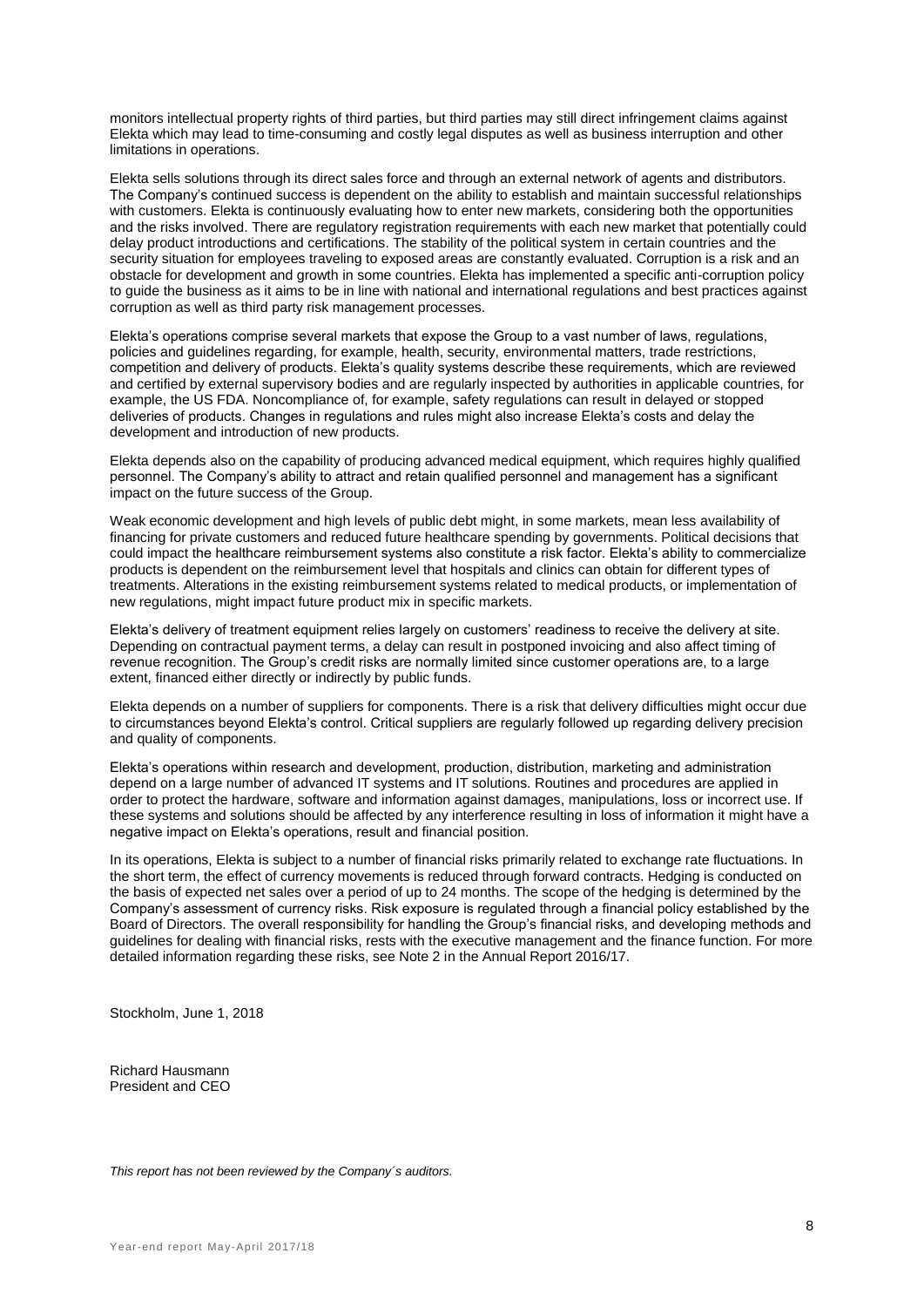monitors intellectual property rights of third parties, but third parties may still direct infringement claims against Elekta which may lead to time-consuming and costly legal disputes as well as business interruption and other limitations in operations.

Elekta sells solutions through its direct sales force and through an external network of agents and distributors. The Company's continued success is dependent on the ability to establish and maintain successful relationships with customers. Elekta is continuously evaluating how to enter new markets, considering both the opportunities and the risks involved. There are regulatory registration requirements with each new market that potentially could delay product introductions and certifications. The stability of the political system in certain countries and the security situation for employees traveling to exposed areas are constantly evaluated. Corruption is a risk and an obstacle for development and growth in some countries. Elekta has implemented a specific anti-corruption policy to guide the business as it aims to be in line with national and international regulations and best practices against corruption as well as third party risk management processes.

Elekta's operations comprise several markets that expose the Group to a vast number of laws, regulations, policies and guidelines regarding, for example, health, security, environmental matters, trade restrictions, competition and delivery of products. Elekta's quality systems describe these requirements, which are reviewed and certified by external supervisory bodies and are regularly inspected by authorities in applicable countries, for example, the US FDA. Noncompliance of, for example, safety regulations can result in delayed or stopped deliveries of products. Changes in regulations and rules might also increase Elekta's costs and delay the development and introduction of new products.

Elekta depends also on the capability of producing advanced medical equipment, which requires highly qualified personnel. The Company's ability to attract and retain qualified personnel and management has a significant impact on the future success of the Group.

Weak economic development and high levels of public debt might, in some markets, mean less availability of financing for private customers and reduced future healthcare spending by governments. Political decisions that could impact the healthcare reimbursement systems also constitute a risk factor. Elekta's ability to commercialize products is dependent on the reimbursement level that hospitals and clinics can obtain for different types of treatments. Alterations in the existing reimbursement systems related to medical products, or implementation of new regulations, might impact future product mix in specific markets.

Elekta's delivery of treatment equipment relies largely on customers' readiness to receive the delivery at site. Depending on contractual payment terms, a delay can result in postponed invoicing and also affect timing of revenue recognition. The Group's credit risks are normally limited since customer operations are, to a large extent, financed either directly or indirectly by public funds.

Elekta depends on a number of suppliers for components. There is a risk that delivery difficulties might occur due to circumstances beyond Elekta's control. Critical suppliers are regularly followed up regarding delivery precision and quality of components.

Elekta's operations within research and development, production, distribution, marketing and administration depend on a large number of advanced IT systems and IT solutions. Routines and procedures are applied in order to protect the hardware, software and information against damages, manipulations, loss or incorrect use. If these systems and solutions should be affected by any interference resulting in loss of information it might have a negative impact on Elekta's operations, result and financial position.

In its operations, Elekta is subject to a number of financial risks primarily related to exchange rate fluctuations. In the short term, the effect of currency movements is reduced through forward contracts. Hedging is conducted on the basis of expected net sales over a period of up to 24 months. The scope of the hedging is determined by the Company's assessment of currency risks. Risk exposure is regulated through a financial policy established by the Board of Directors. The overall responsibility for handling the Group's financial risks, and developing methods and guidelines for dealing with financial risks, rests with the executive management and the finance function. For more detailed information regarding these risks, see Note 2 in the Annual Report 2016/17.

Stockholm, June 1, 2018

Richard Hausmann
President and CEO

*This report has not been reviewed by the Company´s auditors.*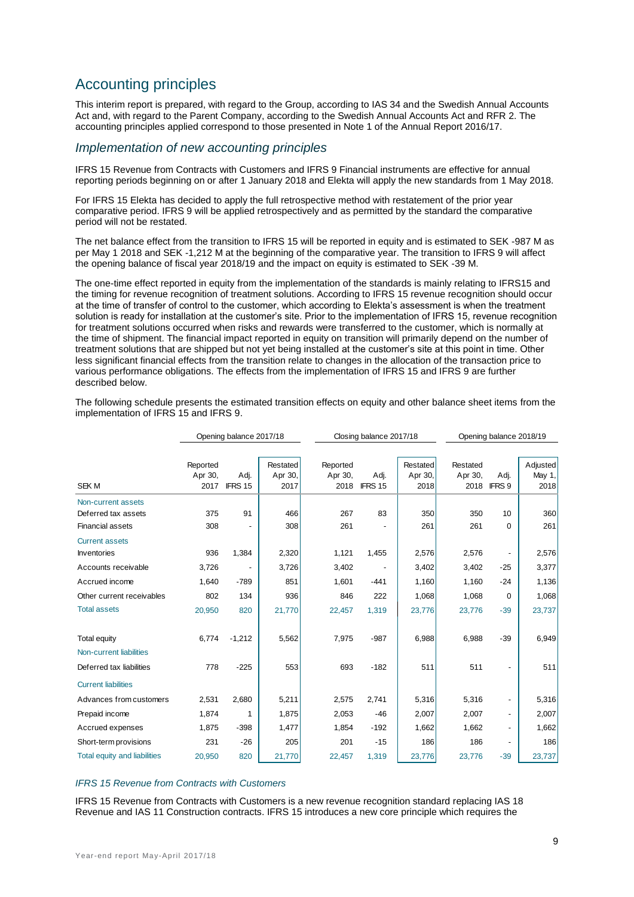# Accounting principles

This interim report is prepared, with regard to the Group, according to IAS 34 and the Swedish Annual Accounts Act and, with regard to the Parent Company, according to the Swedish Annual Accounts Act and RFR 2. The accounting principles applied correspond to those presented in Note 1 of the Annual Report 2016/17.

## *Implementation of new accounting principles*

IFRS 15 Revenue from Contracts with Customers and IFRS 9 Financial instruments are effective for annual reporting periods beginning on or after 1 January 2018 and Elekta will apply the new standards from 1 May 2018.

For IFRS 15 Elekta has decided to apply the full retrospective method with restatement of the prior year comparative period. IFRS 9 will be applied retrospectively and as permitted by the standard the comparative period will not be restated.

The net balance effect from the transition to IFRS 15 will be reported in equity and is estimated to SEK -987 M as per May 1 2018 and SEK -1,212 M at the beginning of the comparative year. The transition to IFRS 9 will affect the opening balance of fiscal year 2018/19 and the impact on equity is estimated to SEK -39 M.

The one-time effect reported in equity from the implementation of the standards is mainly relating to IFRS15 and the timing for revenue recognition of treatment solutions. According to IFRS 15 revenue recognition should occur at the time of transfer of control to the customer, which according to Elekta's assessment is when the treatment solution is ready for installation at the customer's site. Prior to the implementation of IFRS 15, revenue recognition for treatment solutions occurred when risks and rewards were transferred to the customer, which is normally at the time of shipment. The financial impact reported in equity on transition will primarily depend on the number of treatment solutions that are shipped but not yet being installed at the customer's site at this point in time. Other less significant financial effects from the transition relate to changes in the allocation of the transaction price to various performance obligations. The effects from the implementation of IFRS 15 and IFRS 9 are further described below.

The following schedule presents the estimated transition effects on equity and other balance sheet items from the implementation of IFRS 15 and IFRS 9.

| | Opening balance 2017/18 | | | Closing balance 2017/18 | | | Opening balance 2018/19 | | |
|---|---|---|---|---|---|---|---|---|---|
| SEK M | Reported Apr 30, 2017 | Adj. IFRS 15 | Restated Apr 30, 2017 | Reported Apr 30, 2018 | Adj. IFRS 15 | Restated Apr 30, 2018 | Restated Apr 30, 2018 | Adj. IFRS 9 | Adjusted May 1, 2018 |
| Non-current assets | | | | | | | | | |
| Deferred tax assets | 375 | 91 | 466 | 267 | 83 | 350 | 350 | 10 | 360 |
| Financial assets | 308 | - | 308 | 261 | - | 261 | 261 | 0 | 261 |
| Current assets | | | | | | | | | |
| Inventories | 936 | 1,384 | 2,320 | 1,121 | 1,455 | 2,576 | 2,576 | - | 2,576 |
| Accounts receivable | 3,726 | - | 3,726 | 3,402 | - | 3,402 | 3,402 | -25 | 3,377 |
| Accrued income | 1,640 | -789 | 851 | 1,601 | -441 | 1,160 | 1,160 | -24 | 1,136 |
| Other current receivables | 802 | 134 | 936 | 846 | 222 | 1,068 | 1,068 | 0 | 1,068 |
| Total assets | 20,950 | 820 | 21,770 | 22,457 | 1,319 | 23,776 | 23,776 | -39 | 23,737 |
| | | | | | | | | | |
| Total equity | 6,774 | -1,212 | 5,562 | 7,975 | -987 | 6,988 | 6,988 | -39 | 6,949 |
| Non-current liabilities | | | | | | | | | |
| Deferred tax liabilities | 778 | -225 | 553 | 693 | -182 | 511 | 511 | - | 511 |
| Current liabilities | | | | | | | | | |
| Advances from customers | 2,531 | 2,680 | 5,211 | 2,575 | 2,741 | 5,316 | 5,316 | - | 5,316 |
| Prepaid income | 1,874 | 1 | 1,875 | 2,053 | -46 | 2,007 | 2,007 | - | 2,007 |
| Accrued expenses | 1,875 | -398 | 1,477 | 1,854 | -192 | 1,662 | 1,662 | - | 1,662 |
| Short-term provisions | 231 | -26 | 205 | 201 | -15 | 186 | 186 | - | 186 |
| Total equity and liabilities | 20,950 | 820 | 21,770 | 22,457 | 1,319 | 23,776 | 23,776 | -39 | 23,737 |

### *IFRS 15 Revenue from Contracts with Customers*

IFRS 15 Revenue from Contracts with Customers is a new revenue recognition standard replacing IAS 18 Revenue and IAS 11 Construction contracts. IFRS 15 introduces a new core principle which requires the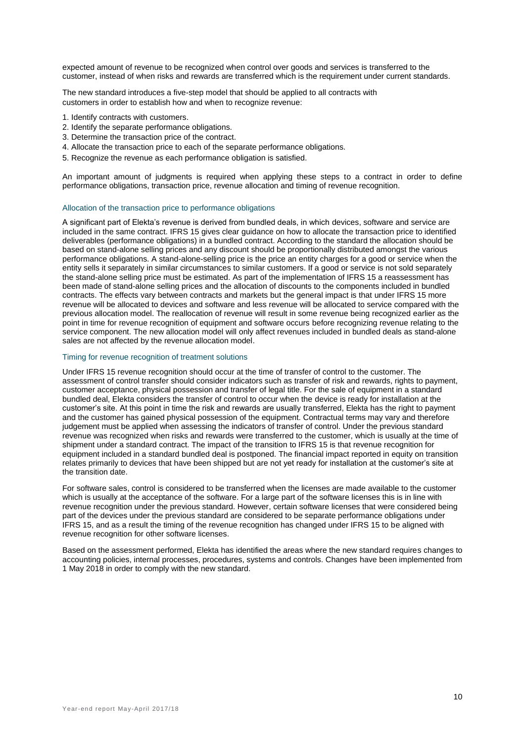expected amount of revenue to be recognized when control over goods and services is transferred to the customer, instead of when risks and rewards are transferred which is the requirement under current standards.

The new standard introduces a five-step model that should be applied to all contracts with customers in order to establish how and when to recognize revenue:

1. Identify contracts with customers.
2. Identify the separate performance obligations.
3. Determine the transaction price of the contract.
4. Allocate the transaction price to each of the separate performance obligations.
5. Recognize the revenue as each performance obligation is satisfied.

An important amount of judgments is required when applying these steps to a contract in order to define performance obligations, transaction price, revenue allocation and timing of revenue recognition.

### Allocation of the transaction price to performance obligations

A significant part of Elekta's revenue is derived from bundled deals, in which devices, software and service are included in the same contract. IFRS 15 gives clear guidance on how to allocate the transaction price to identified deliverables (performance obligations) in a bundled contract. According to the standard the allocation should be based on stand-alone selling prices and any discount should be proportionally distributed amongst the various performance obligations. A stand-alone-selling price is the price an entity charges for a good or service when the entity sells it separately in similar circumstances to similar customers. If a good or service is not sold separately the stand-alone selling price must be estimated. As part of the implementation of IFRS 15 a reassessment has been made of stand-alone selling prices and the allocation of discounts to the components included in bundled contracts. The effects vary between contracts and markets but the general impact is that under IFRS 15 more revenue will be allocated to devices and software and less revenue will be allocated to service compared with the previous allocation model. The reallocation of revenue will result in some revenue being recognized earlier as the point in time for revenue recognition of equipment and software occurs before recognizing revenue relating to the service component. The new allocation model will only affect revenues included in bundled deals as stand-alone sales are not affected by the revenue allocation model.

### Timing for revenue recognition of treatment solutions

Under IFRS 15 revenue recognition should occur at the time of transfer of control to the customer. The assessment of control transfer should consider indicators such as transfer of risk and rewards, rights to payment, customer acceptance, physical possession and transfer of legal title. For the sale of equipment in a standard bundled deal, Elekta considers the transfer of control to occur when the device is ready for installation at the customer's site. At this point in time the risk and rewards are usually transferred, Elekta has the right to payment and the customer has gained physical possession of the equipment. Contractual terms may vary and therefore judgement must be applied when assessing the indicators of transfer of control. Under the previous standard revenue was recognized when risks and rewards were transferred to the customer, which is usually at the time of shipment under a standard contract. The impact of the transition to IFRS 15 is that revenue recognition for equipment included in a standard bundled deal is postponed. The financial impact reported in equity on transition relates primarily to devices that have been shipped but are not yet ready for installation at the customer's site at the transition date.

For software sales, control is considered to be transferred when the licenses are made available to the customer which is usually at the acceptance of the software. For a large part of the software licenses this is in line with revenue recognition under the previous standard. However, certain software licenses that were considered being part of the devices under the previous standard are considered to be separate performance obligations under IFRS 15, and as a result the timing of the revenue recognition has changed under IFRS 15 to be aligned with revenue recognition for other software licenses.

Based on the assessment performed, Elekta has identified the areas where the new standard requires changes to accounting policies, internal processes, procedures, systems and controls. Changes have been implemented from 1 May 2018 in order to comply with the new standard.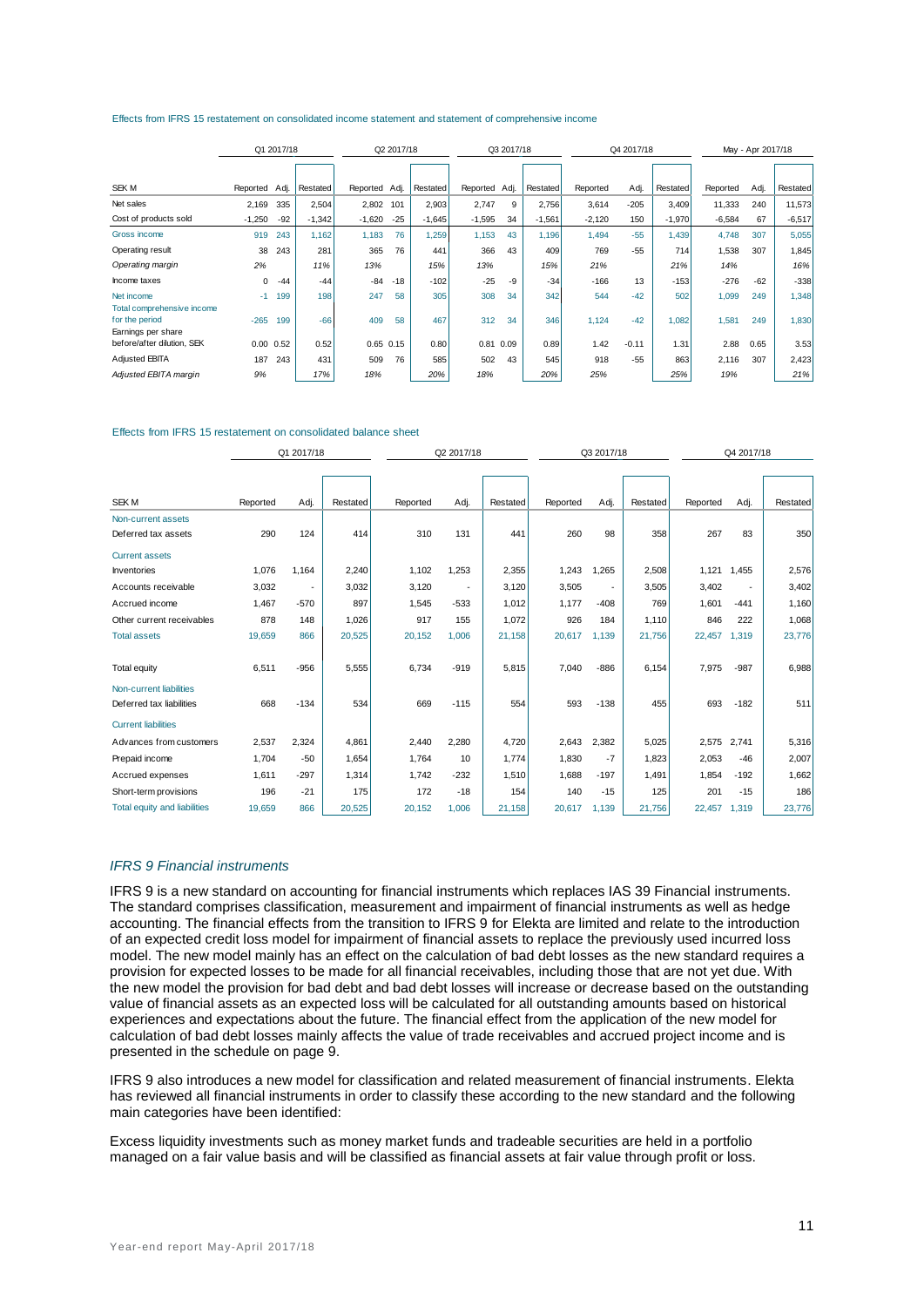Effects from IFRS 15 restatement on consolidated income statement and statement of comprehensive income

| | Q1 2017/18 | | | Q2 2017/18 | | | Q3 2017/18 | | | Q4 2017/18 | | | May - Apr 2017/18 | | |
|---|---|---|---|---|---|---|---|---|---|---|---|---|---|---|---|
| SEK M | Reported | Adj. | Restated | Reported | Adj. | Restated | Reported | Adj. | Restated | Reported | Adj. | Restated | Reported | Adj. | Restated |
| Net sales | 2,169 | 335 | 2,504 | 2,802 | 101 | 2,903 | 2,747 | 9 | 2,756 | 3,614 | -205 | 3,409 | 11,333 | 240 | 11,573 |
| Cost of products sold | -1,250 | -92 | -1,342 | -1,620 | -25 | -1,645 | -1,595 | 34 | -1,561 | -2,120 | 150 | -1,970 | -6,584 | 67 | -6,517 |
| Gross income | 919 | 243 | 1,162 | 1,183 | 76 | 1,259 | 1,153 | 43 | 1,196 | 1,494 | -55 | 1,439 | 4,748 | 307 | 5,055 |
| Operating result | 38 | 243 | 281 | 365 | 76 | 441 | 366 | 43 | 409 | 769 | -55 | 714 | 1,538 | 307 | 1,845 |
| *Operating margin* | *2%* | | *11%* | *13%* | | *15%* | *13%* | | *15%* | *21%* | | *21%* | *14%* | | *16%* |
| Income taxes | 0 | -44 | -44 | -84 | -18 | -102 | -25 | -9 | -34 | -166 | 13 | -153 | -276 | -62 | -338 |
| Net income | -1 | 199 | 198 | 247 | 58 | 305 | 308 | 34 | 342 | 544 | -42 | 502 | 1,099 | 249 | 1,348 |
| Total comprehensive income for the period | -265 | 199 | -66 | 409 | 58 | 467 | 312 | 34 | 346 | 1,124 | -42 | 1,082 | 1,581 | 249 | 1,830 |
| Earnings per share before/after dilution, SEK | 0.00 | 0.52 | 0.52 | 0.65 | 0.15 | 0.80 | 0.81 | 0.09 | 0.89 | 1.42 | -0.11 | 1.31 | 2.88 | 0.65 | 3.53 |
| Adjusted EBITA | 187 | 243 | 431 | 509 | 76 | 585 | 502 | 43 | 545 | 918 | -55 | 863 | 2,116 | 307 | 2,423 |
| *Adjusted EBITA margin* | *9%* | | *17%* | *18%* | | *20%* | *18%* | | *20%* | *25%* | | *25%* | *19%* | | *21%* |

Effects from IFRS 15 restatement on consolidated balance sheet

| | Q1 2017/18 | | | Q2 2017/18 | | | Q3 2017/18 | | | Q4 2017/18 | | |
|---|---|---|---|---|---|---|---|---|---|---|---|---|
| SEK M | Reported | Adj. | Restated | Reported | Adj. | Restated | Reported | Adj. | Restated | Reported | Adj. | Restated |
| Non-current assets | | | | | | | | | | | | |
| Deferred tax assets | 290 | 124 | 414 | 310 | 131 | 441 | 260 | 98 | 358 | 267 | 83 | 350 |
| Current assets | | | | | | | | | | | | |
| Inventories | 1,076 | 1,164 | 2,240 | 1,102 | 1,253 | 2,355 | 1,243 | 1,265 | 2,508 | 1,121 | 1,455 | 2,576 |
| Accounts receivable | 3,032 | - | 3,032 | 3,120 | - | 3,120 | 3,505 | - | 3,505 | 3,402 | - | 3,402 |
| Accrued income | 1,467 | -570 | 897 | 1,545 | -533 | 1,012 | 1,177 | -408 | 769 | 1,601 | -441 | 1,160 |
| Other current receivables | 878 | 148 | 1,026 | 917 | 155 | 1,072 | 926 | 184 | 1,110 | 846 | 222 | 1,068 |
| Total assets | 19,659 | 866 | 20,525 | 20,152 | 1,006 | 21,158 | 20,617 | 1,139 | 21,756 | 22,457 | 1,319 | 23,776 |
| Total equity | 6,511 | -956 | 5,555 | 6,734 | -919 | 5,815 | 7,040 | -886 | 6,154 | 7,975 | -987 | 6,988 |
| Non-current liabilities | | | | | | | | | | | | |
| Deferred tax liabilities | 668 | -134 | 534 | 669 | -115 | 554 | 593 | -138 | 455 | 693 | -182 | 511 |
| Current liabilities | | | | | | | | | | | | |
| Advances from customers | 2,537 | 2,324 | 4,861 | 2,440 | 2,280 | 4,720 | 2,643 | 2,382 | 5,025 | 2,575 | 2,741 | 5,316 |
| Prepaid income | 1,704 | -50 | 1,654 | 1,764 | 10 | 1,774 | 1,830 | -7 | 1,823 | 2,053 | -46 | 2,007 |
| Accrued expenses | 1,611 | -297 | 1,314 | 1,742 | -232 | 1,510 | 1,688 | -197 | 1,491 | 1,854 | -192 | 1,662 |
| Short-term provisions | 196 | -21 | 175 | 172 | -18 | 154 | 140 | -15 | 125 | 201 | -15 | 186 |
| Total equity and liabilities | 19,659 | 866 | 20,525 | 20,152 | 1,006 | 21,158 | 20,617 | 1,139 | 21,756 | 22,457 | 1,319 | 23,776 |

### *IFRS 9 Financial instruments*

IFRS 9 is a new standard on accounting for financial instruments which replaces IAS 39 Financial instruments. The standard comprises classification, measurement and impairment of financial instruments as well as hedge accounting. The financial effects from the transition to IFRS 9 for Elekta are limited and relate to the introduction of an expected credit loss model for impairment of financial assets to replace the previously used incurred loss model. The new model mainly has an effect on the calculation of bad debt losses as the new standard requires a provision for expected losses to be made for all financial receivables, including those that are not yet due. With the new model the provision for bad debt and bad debt losses will increase or decrease based on the outstanding value of financial assets as an expected loss will be calculated for all outstanding amounts based on historical experiences and expectations about the future. The financial effect from the application of the new model for calculation of bad debt losses mainly affects the value of trade receivables and accrued project income and is presented in the schedule on page 9.

IFRS 9 also introduces a new model for classification and related measurement of financial instruments. Elekta has reviewed all financial instruments in order to classify these according to the new standard and the following main categories have been identified:

Excess liquidity investments such as money market funds and tradeable securities are held in a portfolio managed on a fair value basis and will be classified as financial assets at fair value through profit or loss.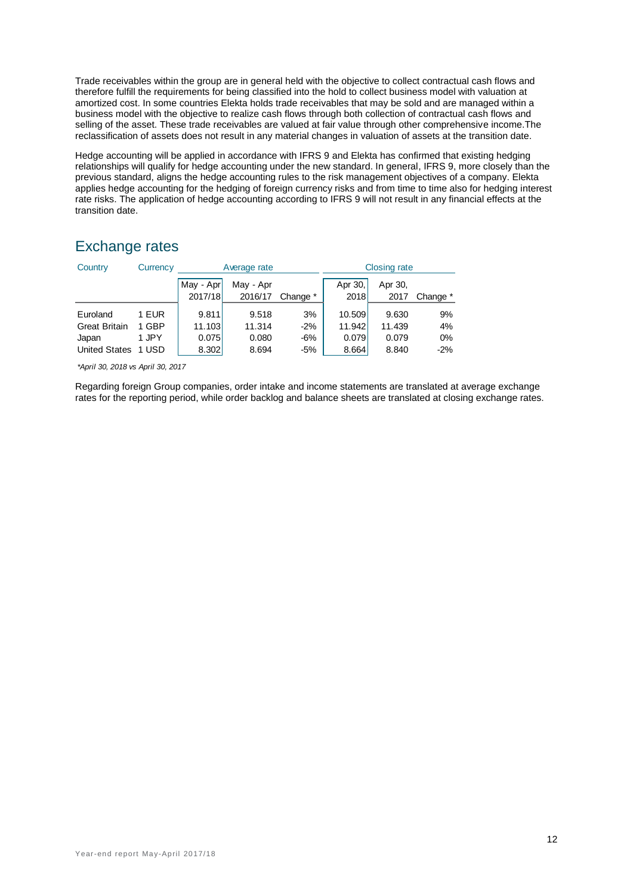Trade receivables within the group are in general held with the objective to collect contractual cash flows and therefore fulfill the requirements for being classified into the hold to collect business model with valuation at amortized cost. In some countries Elekta holds trade receivables that may be sold and are managed within a business model with the objective to realize cash flows through both collection of contractual cash flows and selling of the asset. These trade receivables are valued at fair value through other comprehensive income.The reclassification of assets does not result in any material changes in valuation of assets at the transition date.

Hedge accounting will be applied in accordance with IFRS 9 and Elekta has confirmed that existing hedging relationships will qualify for hedge accounting under the new standard. In general, IFRS 9, more closely than the previous standard, aligns the hedge accounting rules to the risk management objectives of a company. Elekta applies hedge accounting for the hedging of foreign currency risks and from time to time also for hedging interest rate risks. The application of hedge accounting according to IFRS 9 will not result in any financial effects at the transition date.

## Exchange rates

| Country | Currency | Average rate | | | Closing rate | | |
|---|---|---|---|---|---|---|---|
| | | May - Apr 2017/18 | May - Apr 2016/17 | Change * | Apr 30, 2018 | Apr 30, 2017 | Change * |
| Euroland | 1 EUR | 9.811 | 9.518 | 3% | 10.509 | 9.630 | 9% |
| Great Britain | 1 GBP | 11.103 | 11.314 | -2% | 11.942 | 11.439 | 4% |
| Japan | 1 JPY | 0.075 | 0.080 | -6% | 0.079 | 0.079 | 0% |
| United States | 1 USD | 8.302 | 8.694 | -5% | 8.664 | 8.840 | -2% |

*\*April 30, 2018 vs April 30, 2017*

Regarding foreign Group companies, order intake and income statements are translated at average exchange rates for the reporting period, while order backlog and balance sheets are translated at closing exchange rates.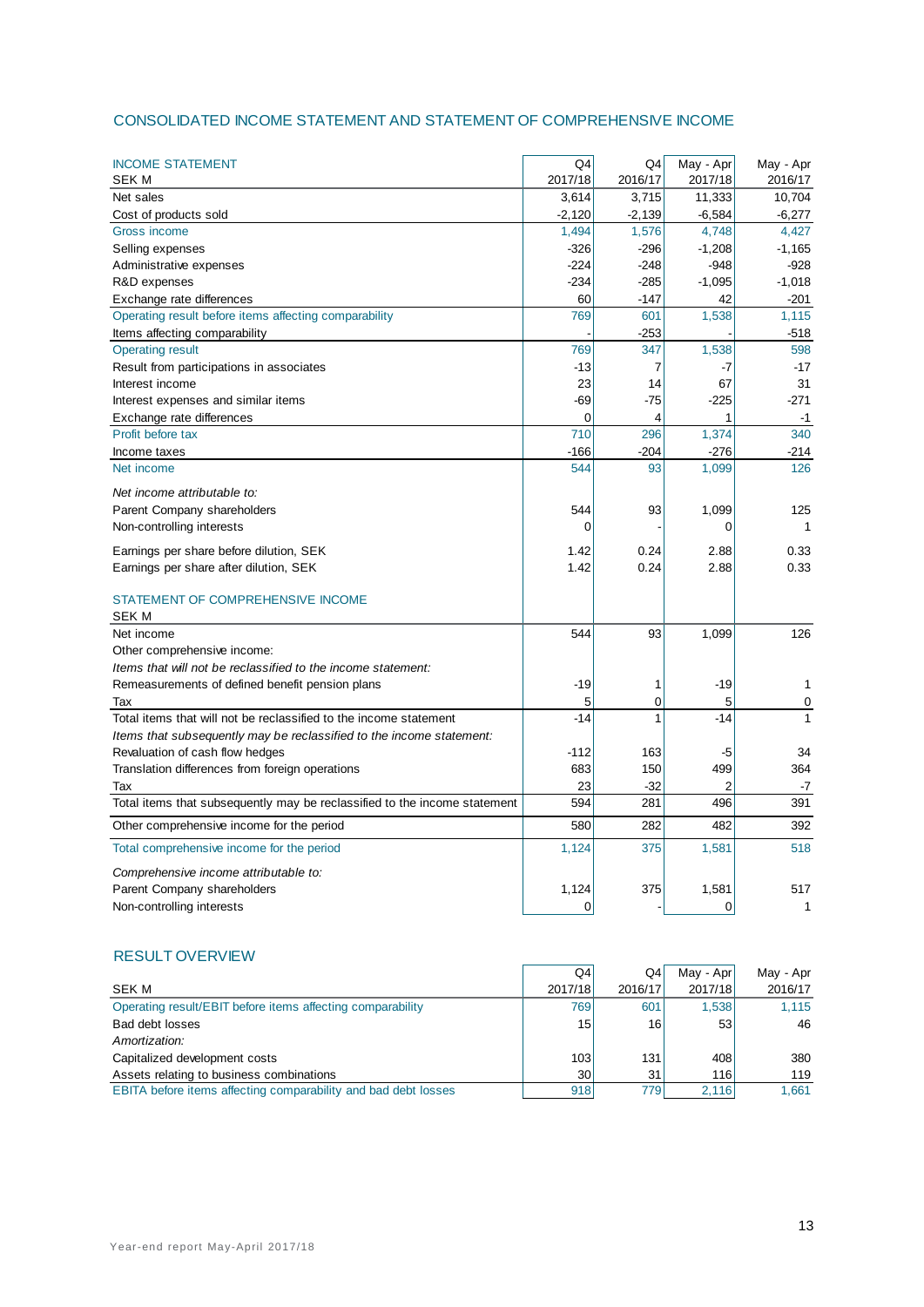## CONSOLIDATED INCOME STATEMENT AND STATEMENT OF COMPREHENSIVE INCOME

| INCOME STATEMENT<br>SEK M | Q4<br>2017/18 | Q4<br>2016/17 | May - Apr<br>2017/18 | May - Apr<br>2016/17 |
|---|---|---|---|---|
| Net sales | 3,614 | 3,715 | 11,333 | 10,704 |
| Cost of products sold | -2,120 | -2,139 | -6,584 | -6,277 |
| Gross income | 1,494 | 1,576 | 4,748 | 4,427 |
| Selling expenses | -326 | -296 | -1,208 | -1,165 |
| Administrative expenses | -224 | -248 | -948 | -928 |
| R&D expenses | -234 | -285 | -1,095 | -1,018 |
| Exchange rate differences | 60 | -147 | 42 | -201 |
| Operating result before items affecting comparability | 769 | 601 | 1,538 | 1,115 |
| Items affecting comparability | - | -253 | - | -518 |
| Operating result | 769 | 347 | 1,538 | 598 |
| Result from participations in associates | -13 | 7 | -7 | -17 |
| Interest income | 23 | 14 | 67 | 31 |
| Interest expenses and similar items | -69 | -75 | -225 | -271 |
| Exchange rate differences | 0 | 4 | 1 | -1 |
| Profit before tax | 710 | 296 | 1,374 | 340 |
| Income taxes | -166 | -204 | -276 | -214 |
| Net income | 544 | 93 | 1,099 | 126 |
| *Net income attributable to:* | | | | |
| Parent Company shareholders | 544 | 93 | 1,099 | 125 |
| Non-controlling interests | 0 | - | 0 | 1 |
| Earnings per share before dilution, SEK | 1.42 | 0.24 | 2.88 | 0.33 |
| Earnings per share after dilution, SEK | 1.42 | 0.24 | 2.88 | 0.33 |

| STATEMENT OF COMPREHENSIVE INCOME<br>SEK M | Q4<br>2017/18 | Q4<br>2016/17 | May - Apr<br>2017/18 | May - Apr<br>2016/17 |
|---|---|---|---|---|
| Net income | 544 | 93 | 1,099 | 126 |
| Other comprehensive income: | | | | |
| *Items that will not be reclassified to the income statement:* | | | | |
| Remeasurements of defined benefit pension plans | -19 | 1 | -19 | 1 |
| Tax | 5 | 0 | 5 | 0 |
| Total items that will not be reclassified to the income statement | -14 | 1 | -14 | 1 |
| *Items that subsequently may be reclassified to the income statement:* | | | | |
| Revaluation of cash flow hedges | -112 | 163 | -5 | 34 |
| Translation differences from foreign operations | 683 | 150 | 499 | 364 |
| Tax | 23 | -32 | 2 | -7 |
| Total items that subsequently may be reclassified to the income statement | 594 | 281 | 496 | 391 |
| Other comprehensive income for the period | 580 | 282 | 482 | 392 |
| Total comprehensive income for the period | 1,124 | 375 | 1,581 | 518 |
| *Comprehensive income attributable to:* | | | | |
| Parent Company shareholders | 1,124 | 375 | 1,581 | 517 |
| Non-controlling interests | 0 | - | 0 | 1 |

## RESULT OVERVIEW

| SEK M | Q4<br>2017/18 | Q4<br>2016/17 | May - Apr<br>2017/18 | May - Apr<br>2016/17 |
|---|---|---|---|---|
| Operating result/EBIT before items affecting comparability | 769 | 601 | 1,538 | 1,115 |
| Bad debt losses | 15 | 16 | 53 | 46 |
| *Amortization:* | | | | |
| Capitalized development costs | 103 | 131 | 408 | 380 |
| Assets relating to business combinations | 30 | 31 | 116 | 119 |
| EBITA before items affecting comparability and bad debt losses | 918 | 779 | 2,116 | 1,661 |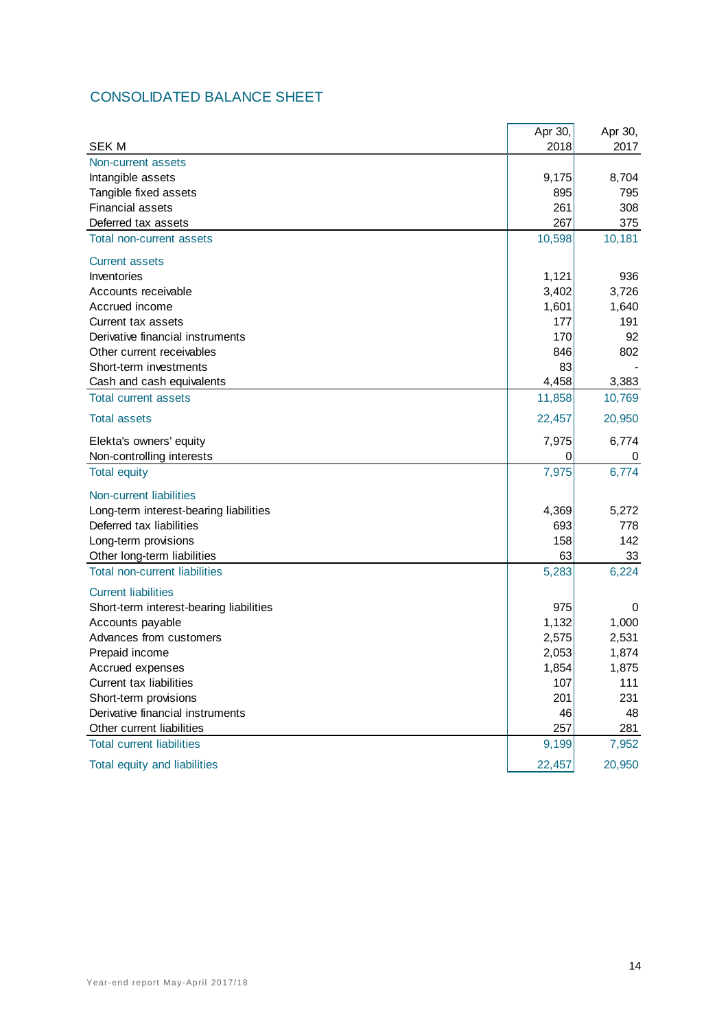## CONSOLIDATED BALANCE SHEET

| SEK M | Apr 30, 2018 | Apr 30, 2017 |
|---|---|---|
| **Non-current assets** | | |
| Intangible assets | 9,175 | 8,704 |
| Tangible fixed assets | 895 | 795 |
| Financial assets | 261 | 308 |
| Deferred tax assets | 267 | 375 |
| **Total non-current assets** | 10,598 | 10,181 |
| **Current assets** | | |
| Inventories | 1,121 | 936 |
| Accounts receivable | 3,402 | 3,726 |
| Accrued income | 1,601 | 1,640 |
| Current tax assets | 177 | 191 |
| Derivative financial instruments | 170 | 92 |
| Other current receivables | 846 | 802 |
| Short-term investments | 83 | - |
| Cash and cash equivalents | 4,458 | 3,383 |
| **Total current assets** | 11,858 | 10,769 |
| **Total assets** | 22,457 | 20,950 |
| Elekta's owners' equity | 7,975 | 6,774 |
| Non-controlling interests | 0 | 0 |
| **Total equity** | 7,975 | 6,774 |
| **Non-current liabilities** | | |
| Long-term interest-bearing liabilities | 4,369 | 5,272 |
| Deferred tax liabilities | 693 | 778 |
| Long-term provisions | 158 | 142 |
| Other long-term liabilities | 63 | 33 |
| **Total non-current liabilities** | 5,283 | 6,224 |
| **Current liabilities** | | |
| Short-term interest-bearing liabilities | 975 | 0 |
| Accounts payable | 1,132 | 1,000 |
| Advances from customers | 2,575 | 2,531 |
| Prepaid income | 2,053 | 1,874 |
| Accrued expenses | 1,854 | 1,875 |
| Current tax liabilities | 107 | 111 |
| Short-term provisions | 201 | 231 |
| Derivative financial instruments | 46 | 48 |
| Other current liabilities | 257 | 281 |
| **Total current liabilities** | 9,199 | 7,952 |
| **Total equity and liabilities** | 22,457 | 20,950 |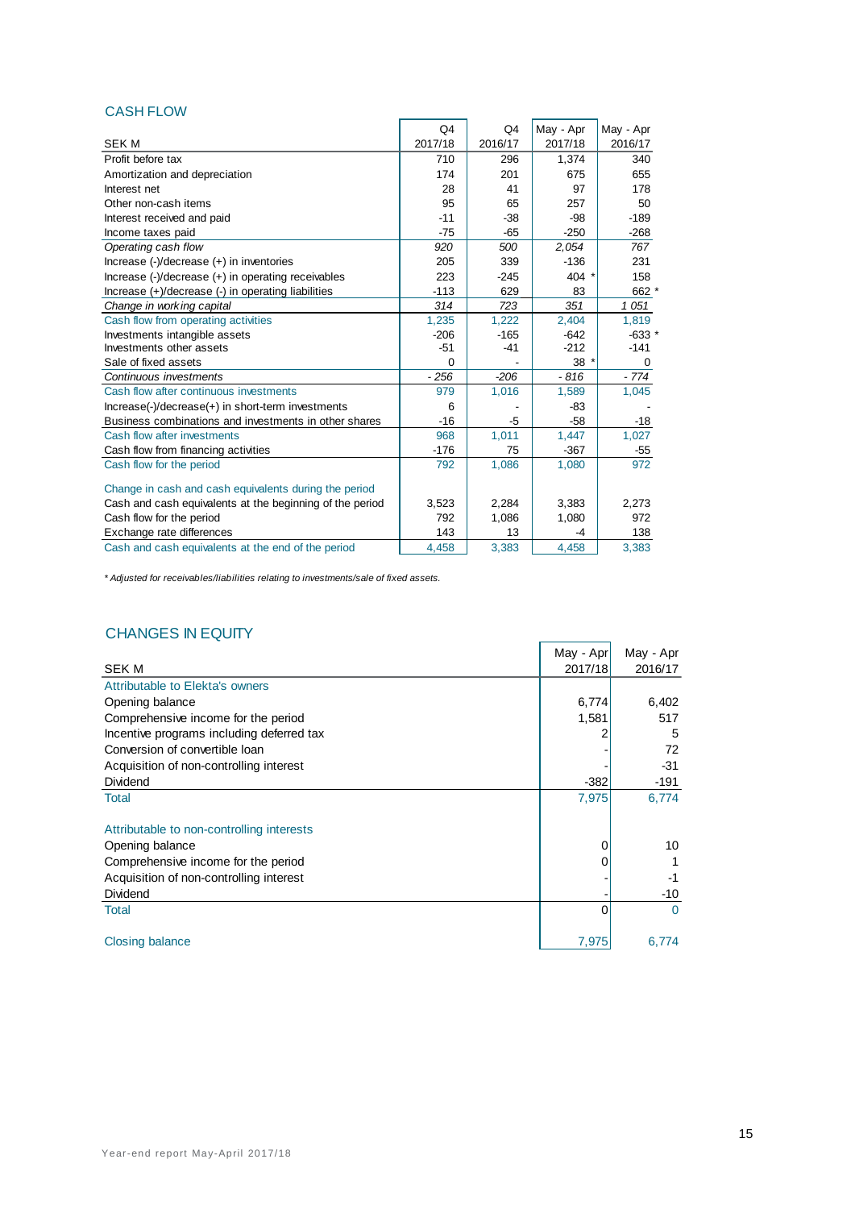## CASH FLOW

| SEK M | Q4 2017/18 | Q4 2016/17 | May - Apr 2017/18 | May - Apr 2016/17 |
|---|---|---|---|---|
| Profit before tax | 710 | 296 | 1,374 | 340 |
| Amortization and depreciation | 174 | 201 | 675 | 655 |
| Interest net | 28 | 41 | 97 | 178 |
| Other non-cash items | 95 | 65 | 257 | 50 |
| Interest received and paid | -11 | -38 | -98 | -189 |
| Income taxes paid | -75 | -65 | -250 | -268 |
| *Operating cash flow* | *920* | *500* | *2,054* | *767* |
| Increase (-)/decrease (+) in inventories | 205 | 339 | -136 | 231 |
| Increase (-)/decrease (+) in operating receivables | 223 | -245 | 404 * | 158 |
| Increase (+)/decrease (-) in operating liabilities | -113 | 629 | 83 | 662 * |
| *Change in working capital* | *314* | *723* | *351* | *1 051* |
| Cash flow from operating activities | 1,235 | 1,222 | 2,404 | 1,819 |
| Investments intangible assets | -206 | -165 | -642 | -633 * |
| Investments other assets | -51 | -41 | -212 | -141 |
| Sale of fixed assets | 0 | - | 38 * | 0 |
| *Continuous investments* | *- 256* | *-206* | *- 816* | *- 774* |
| Cash flow after continuous investments | 979 | 1,016 | 1,589 | 1,045 |
| Increase(-)/decrease(+) in short-term investments | 6 | - | -83 | - |
| Business combinations and investments in other shares | -16 | -5 | -58 | -18 |
| Cash flow after investments | 968 | 1,011 | 1,447 | 1,027 |
| Cash flow from financing activities | -176 | 75 | -367 | -55 |
| Cash flow for the period | 792 | 1,086 | 1,080 | 972 |
| | | | | |
| Change in cash and cash equivalents during the period | | | | |
| Cash and cash equivalents at the beginning of the period | 3,523 | 2,284 | 3,383 | 2,273 |
| Cash flow for the period | 792 | 1,086 | 1,080 | 972 |
| Exchange rate differences | 143 | 13 | -4 | 138 |
| Cash and cash equivalents at the end of the period | 4,458 | 3,383 | 4,458 | 3,383 |

*\* Adjusted for receivables/liabilities relating to investments/sale of fixed assets.*

## CHANGES IN EQUITY

| SEK M | May - Apr 2017/18 | May - Apr 2016/17 |
|---|---|---|
| Attributable to Elekta's owners | | |
| Opening balance | 6,774 | 6,402 |
| Comprehensive income for the period | 1,581 | 517 |
| Incentive programs including deferred tax | 2 | 5 |
| Conversion of convertible loan | - | 72 |
| Acquisition of non-controlling interest | - | -31 |
| Dividend | -382 | -191 |
| Total | 7,975 | 6,774 |
| | | |
| Attributable to non-controlling interests | | |
| Opening balance | 0 | 10 |
| Comprehensive income for the period | 0 | 1 |
| Acquisition of non-controlling interest | - | -1 |
| Dividend | - | -10 |
| Total | 0 | 0 |
| | | |
| Closing balance | 7,975 | 6,774 |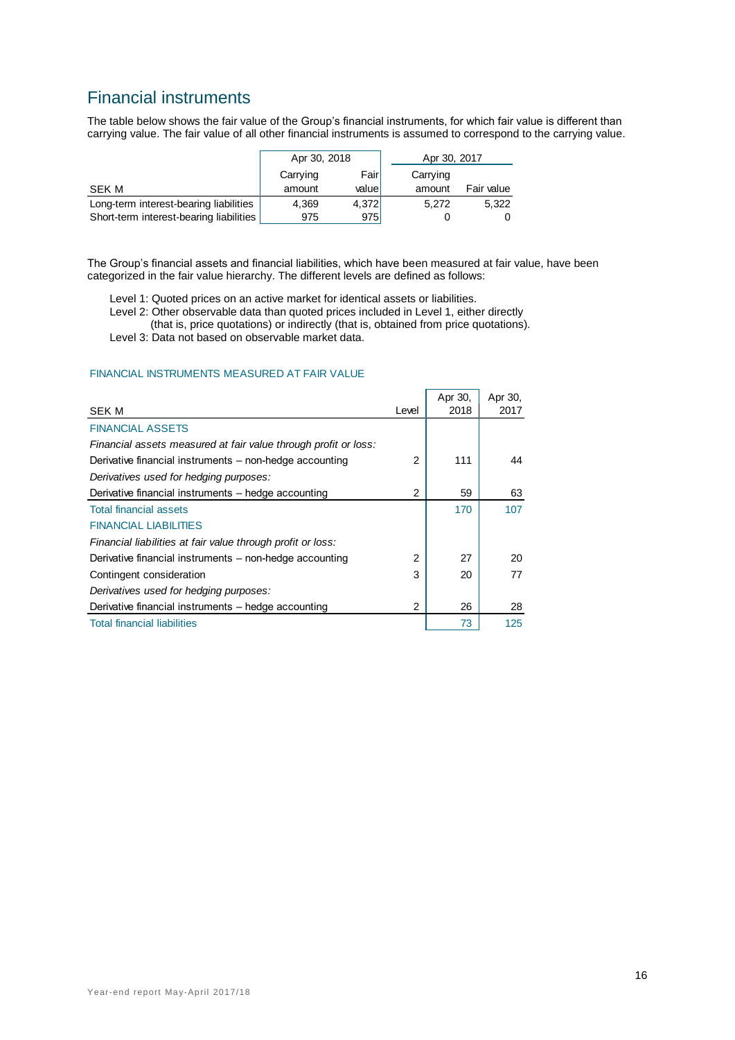# Financial instruments

The table below shows the fair value of the Group's financial instruments, for which fair value is different than carrying value. The fair value of all other financial instruments is assumed to correspond to the carrying value.

| SEK M | Apr 30, 2018 Carrying amount | Apr 30, 2018 Fair value | Apr 30, 2017 Carrying amount | Apr 30, 2017 Fair value |
|---|---|---|---|---|
| Long-term interest-bearing liabilities | 4,369 | 4,372 | 5,272 | 5,322 |
| Short-term interest-bearing liabilities | 975 | 975 | 0 | 0 |

The Group's financial assets and financial liabilities, which have been measured at fair value, have been categorized in the fair value hierarchy. The different levels are defined as follows:

Level 1: Quoted prices on an active market for identical assets or liabilities.
Level 2: Other observable data than quoted prices included in Level 1, either directly (that is, price quotations) or indirectly (that is, obtained from price quotations).
Level 3: Data not based on observable market data.

FINANCIAL INSTRUMENTS MEASURED AT FAIR VALUE

| SEK M | Level | Apr 30, 2018 | Apr 30, 2017 |
|---|---|---|---|
| FINANCIAL ASSETS | | | |
| *Financial assets measured at fair value through profit or loss:* | | | |
| Derivative financial instruments – non-hedge accounting | 2 | 111 | 44 |
| *Derivatives used for hedging purposes:* | | | |
| Derivative financial instruments – hedge accounting | 2 | 59 | 63 |
| Total financial assets | | 170 | 107 |
| FINANCIAL LIABILITIES | | | |
| *Financial liabilities at fair value through profit or loss:* | | | |
| Derivative financial instruments – non-hedge accounting | 2 | 27 | 20 |
| Contingent consideration | 3 | 20 | 77 |
| *Derivatives used for hedging purposes:* | | | |
| Derivative financial instruments – hedge accounting | 2 | 26 | 28 |
| Total financial liabilities | | 73 | 125 |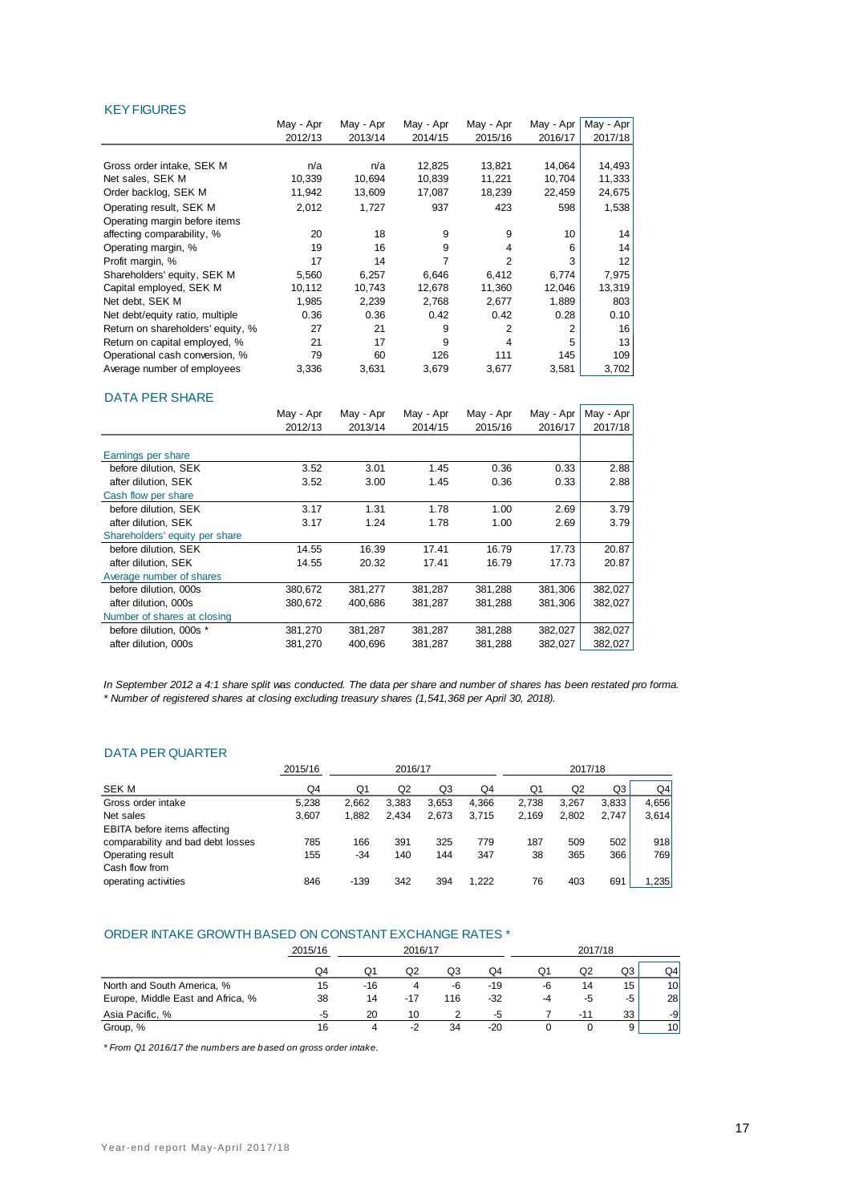## KEY FIGURES

| | May - Apr 2012/13 | May - Apr 2013/14 | May - Apr 2014/15 | May - Apr 2015/16 | May - Apr 2016/17 | May - Apr 2017/18 |
|---|---|---|---|---|---|---|
| Gross order intake, SEK M | n/a | n/a | 12,825 | 13,821 | 14,064 | 14,493 |
| Net sales, SEK M | 10,339 | 10,694 | 10,839 | 11,221 | 10,704 | 11,333 |
| Order backlog, SEK M | 11,942 | 13,609 | 17,087 | 18,239 | 22,459 | 24,675 |
| Operating result, SEK M | 2,012 | 1,727 | 937 | 423 | 598 | 1,538 |
| Operating margin before items affecting comparability, % | 20 | 18 | 9 | 9 | 10 | 14 |
| Operating margin, % | 19 | 16 | 9 | 4 | 6 | 14 |
| Profit margin, % | 17 | 14 | 7 | 2 | 3 | 12 |
| Shareholders' equity, SEK M | 5,560 | 6,257 | 6,646 | 6,412 | 6,774 | 7,975 |
| Capital employed, SEK M | 10,112 | 10,743 | 12,678 | 11,360 | 12,046 | 13,319 |
| Net debt, SEK M | 1,985 | 2,239 | 2,768 | 2,677 | 1,889 | 803 |
| Net debt/equity ratio, multiple | 0.36 | 0.36 | 0.42 | 0.42 | 0.28 | 0.10 |
| Return on shareholders' equity, % | 27 | 21 | 9 | 2 | 2 | 16 |
| Return on capital employed, % | 21 | 17 | 9 | 4 | 5 | 13 |
| Operational cash conversion, % | 79 | 60 | 126 | 111 | 145 | 109 |
| Average number of employees | 3,336 | 3,631 | 3,679 | 3,677 | 3,581 | 3,702 |

## DATA PER SHARE

| | May - Apr 2012/13 | May - Apr 2013/14 | May - Apr 2014/15 | May - Apr 2015/16 | May - Apr 2016/17 | May - Apr 2017/18 |
|---|---|---|---|---|---|---|
| **Earnings per share** | | | | | | |
| before dilution, SEK | 3.52 | 3.01 | 1.45 | 0.36 | 0.33 | 2.88 |
| after dilution, SEK | 3.52 | 3.00 | 1.45 | 0.36 | 0.33 | 2.88 |
| **Cash flow per share** | | | | | | |
| before dilution, SEK | 3.17 | 1.31 | 1.78 | 1.00 | 2.69 | 3.79 |
| after dilution, SEK | 3.17 | 1.24 | 1.78 | 1.00 | 2.69 | 3.79 |
| **Shareholders' equity per share** | | | | | | |
| before dilution, SEK | 14.55 | 16.39 | 17.41 | 16.79 | 17.73 | 20.87 |
| after dilution, SEK | 14.55 | 20.32 | 17.41 | 16.79 | 17.73 | 20.87 |
| **Average number of shares** | | | | | | |
| before dilution, 000s | 380,672 | 381,277 | 381,287 | 381,288 | 381,306 | 382,027 |
| after dilution, 000s | 380,672 | 400,686 | 381,287 | 381,288 | 381,306 | 382,027 |
| **Number of shares at closing** | | | | | | |
| before dilution, 000s * | 381,270 | 381,287 | 381,287 | 381,288 | 382,027 | 382,027 |
| after dilution, 000s | 381,270 | 400,696 | 381,287 | 381,288 | 382,027 | 382,027 |

*In September 2012 a 4:1 share split was conducted. The data per share and number of shares has been restated pro forma.*
*\* Number of registered shares at closing excluding treasury shares (1,541,368 per April 30, 2018).*

## DATA PER QUARTER

| | 2015/16 | 2016/17 | | | | 2017/18 | | | |
|---|---|---|---|---|---|---|---|---|---|
| SEK M | Q4 | Q1 | Q2 | Q3 | Q4 | Q1 | Q2 | Q3 | Q4 |
| Gross order intake | 5,238 | 2,662 | 3,383 | 3,653 | 4,366 | 2,738 | 3,267 | 3,833 | 4,656 |
| Net sales | 3,607 | 1,882 | 2,434 | 2,673 | 3,715 | 2,169 | 2,802 | 2,747 | 3,614 |
| EBITA before items affecting comparability and bad debt losses | 785 | 166 | 391 | 325 | 779 | 187 | 509 | 502 | 918 |
| Operating result | 155 | -34 | 140 | 144 | 347 | 38 | 365 | 366 | 769 |
| Cash flow from operating activities | 846 | -139 | 342 | 394 | 1,222 | 76 | 403 | 691 | 1,235 |

## ORDER INTAKE GROWTH BASED ON CONSTANT EXCHANGE RATES *

| | 2015/16 | 2016/17 | | | | 2017/18 | | | |
|---|---|---|---|---|---|---|---|---|---|
| | Q4 | Q1 | Q2 | Q3 | Q4 | Q1 | Q2 | Q3 | Q4 |
| North and South America, % | 15 | -16 | 4 | -6 | -19 | -6 | 14 | 15 | 10 |
| Europe, Middle East and Africa, % | 38 | 14 | -17 | 116 | -32 | -4 | -5 | -5 | 28 |
| Asia Pacific, % | -5 | 20 | 10 | 2 | -5 | 7 | -11 | 33 | -9 |
| Group, % | 16 | 4 | -2 | 34 | -20 | 0 | 0 | 9 | 10 |

*\* From Q1 2016/17 the numbers are based on gross order intake.*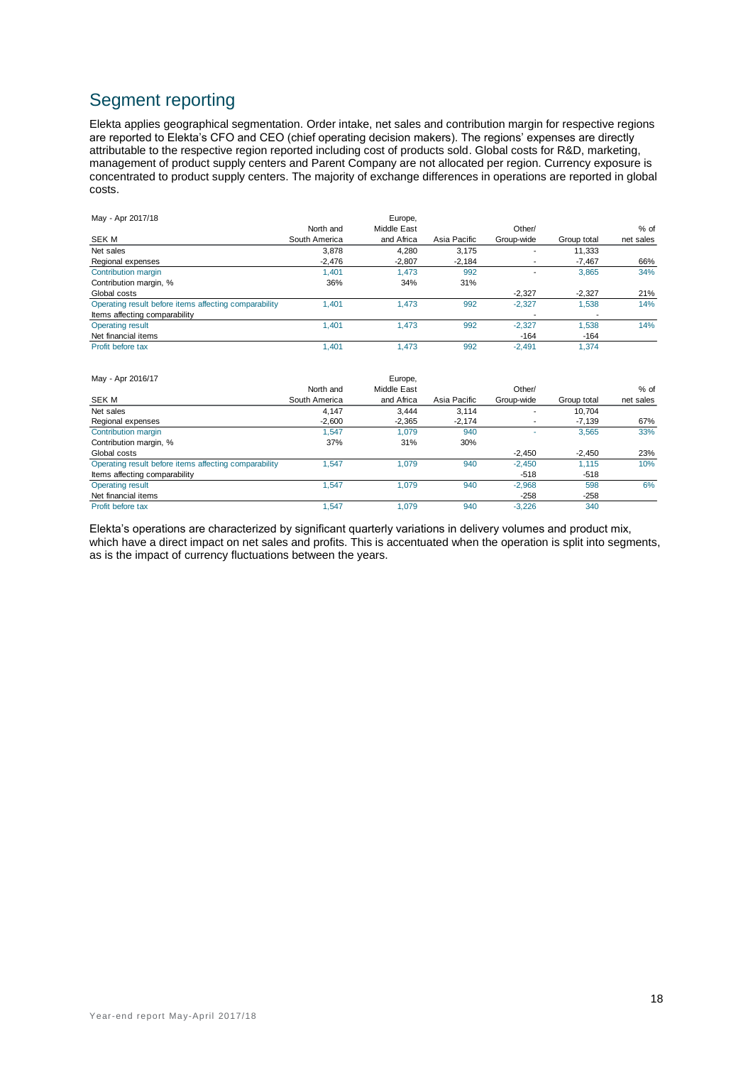## Segment reporting

Elekta applies geographical segmentation. Order intake, net sales and contribution margin for respective regions are reported to Elekta's CFO and CEO (chief operating decision makers). The regions' expenses are directly attributable to the respective region reported including cost of products sold. Global costs for R&D, marketing, management of product supply centers and Parent Company are not allocated per region. Currency exposure is concentrated to product supply centers. The majority of exchange differences in operations are reported in global costs.

| May - Apr 2017/18<br>SEK M | North and South America | Europe, Middle East and Africa | Asia Pacific | Other/ Group-wide | Group total | % of net sales |
|---|---|---|---|---|---|---|
| Net sales | 3,878 | 4,280 | 3,175 | - | 11,333 | |
| Regional expenses | -2,476 | -2,807 | -2,184 | - | -7,467 | 66% |
| Contribution margin | 1,401 | 1,473 | 992 | - | 3,865 | 34% |
| Contribution margin, % | 36% | 34% | 31% | | | |
| Global costs | | | | -2,327 | -2,327 | 21% |
| Operating result before items affecting comparability | 1,401 | 1,473 | 992 | -2,327 | 1,538 | 14% |
| Items affecting comparability | | | | - | - | |
| Operating result | 1,401 | 1,473 | 992 | -2,327 | 1,538 | 14% |
| Net financial items | | | | -164 | -164 | |
| Profit before tax | 1,401 | 1,473 | 992 | -2,491 | 1,374 | |

| May - Apr 2016/17<br>SEK M | North and South America | Europe, Middle East and Africa | Asia Pacific | Other/ Group-wide | Group total | % of net sales |
|---|---|---|---|---|---|---|
| Net sales | 4,147 | 3,444 | 3,114 | - | 10,704 | |
| Regional expenses | -2,600 | -2,365 | -2,174 | - | -7,139 | 67% |
| Contribution margin | 1,547 | 1,079 | 940 | - | 3,565 | 33% |
| Contribution margin, % | 37% | 31% | 30% | | | |
| Global costs | | | | -2,450 | -2,450 | 23% |
| Operating result before items affecting comparability | 1,547 | 1,079 | 940 | -2,450 | 1,115 | 10% |
| Items affecting comparability | | | | -518 | -518 | |
| Operating result | 1,547 | 1,079 | 940 | -2,968 | 598 | 6% |
| Net financial items | | | | -258 | -258 | |
| Profit before tax | 1,547 | 1,079 | 940 | -3,226 | 340 | |

Elekta's operations are characterized by significant quarterly variations in delivery volumes and product mix, which have a direct impact on net sales and profits. This is accentuated when the operation is split into segments, as is the impact of currency fluctuations between the years.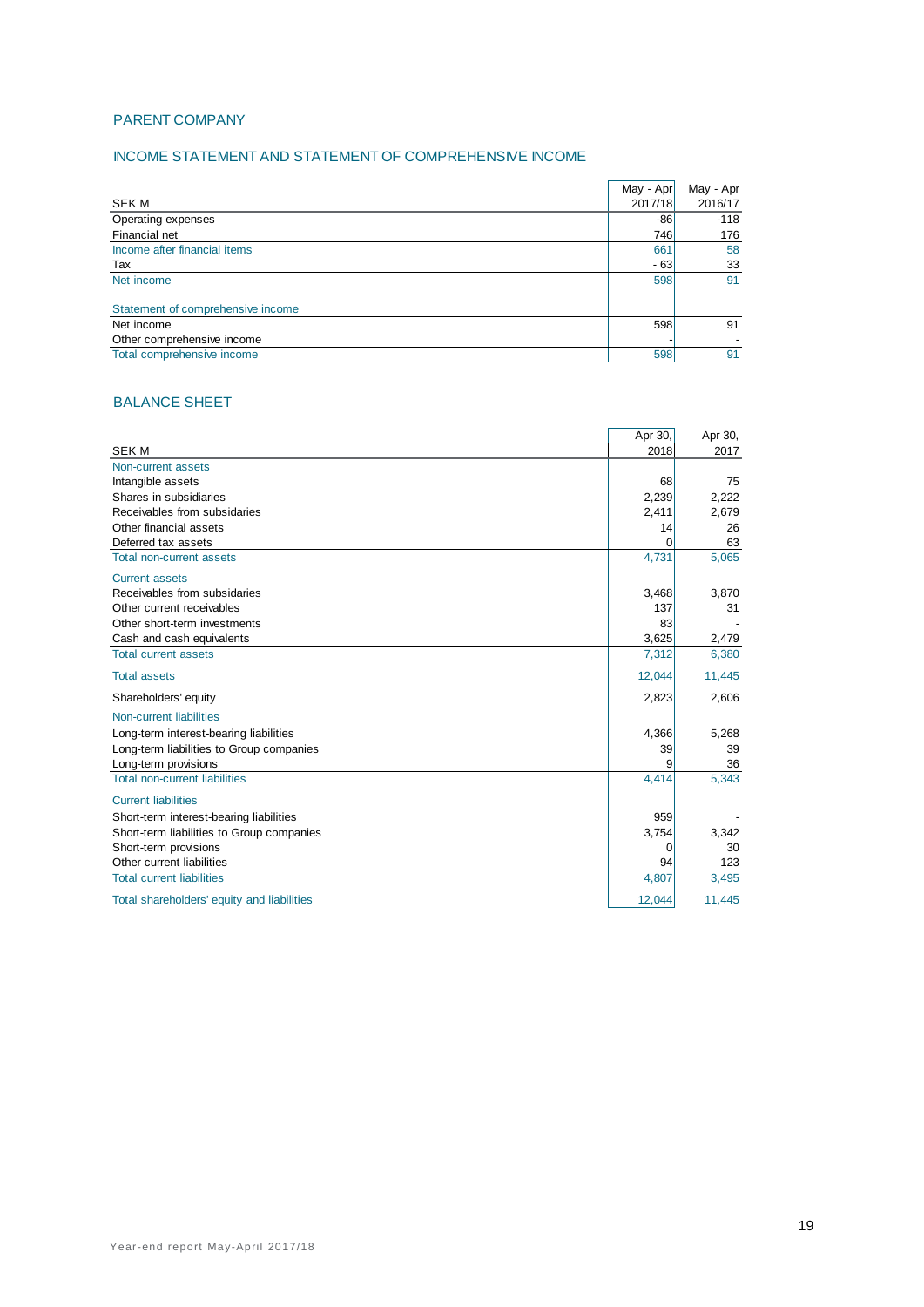## PARENT COMPANY

### INCOME STATEMENT AND STATEMENT OF COMPREHENSIVE INCOME

| SEK M | May - Apr 2017/18 | May - Apr 2016/17 |
|---|---|---|
| Operating expenses | -86 | -118 |
| Financial net | 746 | 176 |
| Income after financial items | 661 | 58 |
| Tax | - 63 | 33 |
| Net income | 598 | 91 |
| | | |
| Statement of comprehensive income | | |
| Net income | 598 | 91 |
| Other comprehensive income | - | - |
| Total comprehensive income | 598 | 91 |

### BALANCE SHEET

| SEK M | Apr 30, 2018 | Apr 30, 2017 |
|---|---|---|
| Non-current assets | | |
| Intangible assets | 68 | 75 |
| Shares in subsidiaries | 2,239 | 2,222 |
| Receivables from subsidaries | 2,411 | 2,679 |
| Other financial assets | 14 | 26 |
| Deferred tax assets | 0 | 63 |
| Total non-current assets | 4,731 | 5,065 |
| Current assets | | |
| Receivables from subsidaries | 3,468 | 3,870 |
| Other current receivables | 137 | 31 |
| Other short-term investments | 83 | - |
| Cash and cash equivalents | 3,625 | 2,479 |
| Total current assets | 7,312 | 6,380 |
| Total assets | 12,044 | 11,445 |
| Shareholders' equity | 2,823 | 2,606 |
| Non-current liabilities | | |
| Long-term interest-bearing liabilities | 4,366 | 5,268 |
| Long-term liabilities to Group companies | 39 | 39 |
| Long-term provisions | 9 | 36 |
| Total non-current liabilities | 4,414 | 5,343 |
| Current liabilities | | |
| Short-term interest-bearing liabilities | 959 | - |
| Short-term liabilities to Group companies | 3,754 | 3,342 |
| Short-term provisions | 0 | 30 |
| Other current liabilities | 94 | 123 |
| Total current liabilities | 4,807 | 3,495 |
| Total shareholders' equity and liabilities | 12,044 | 11,445 |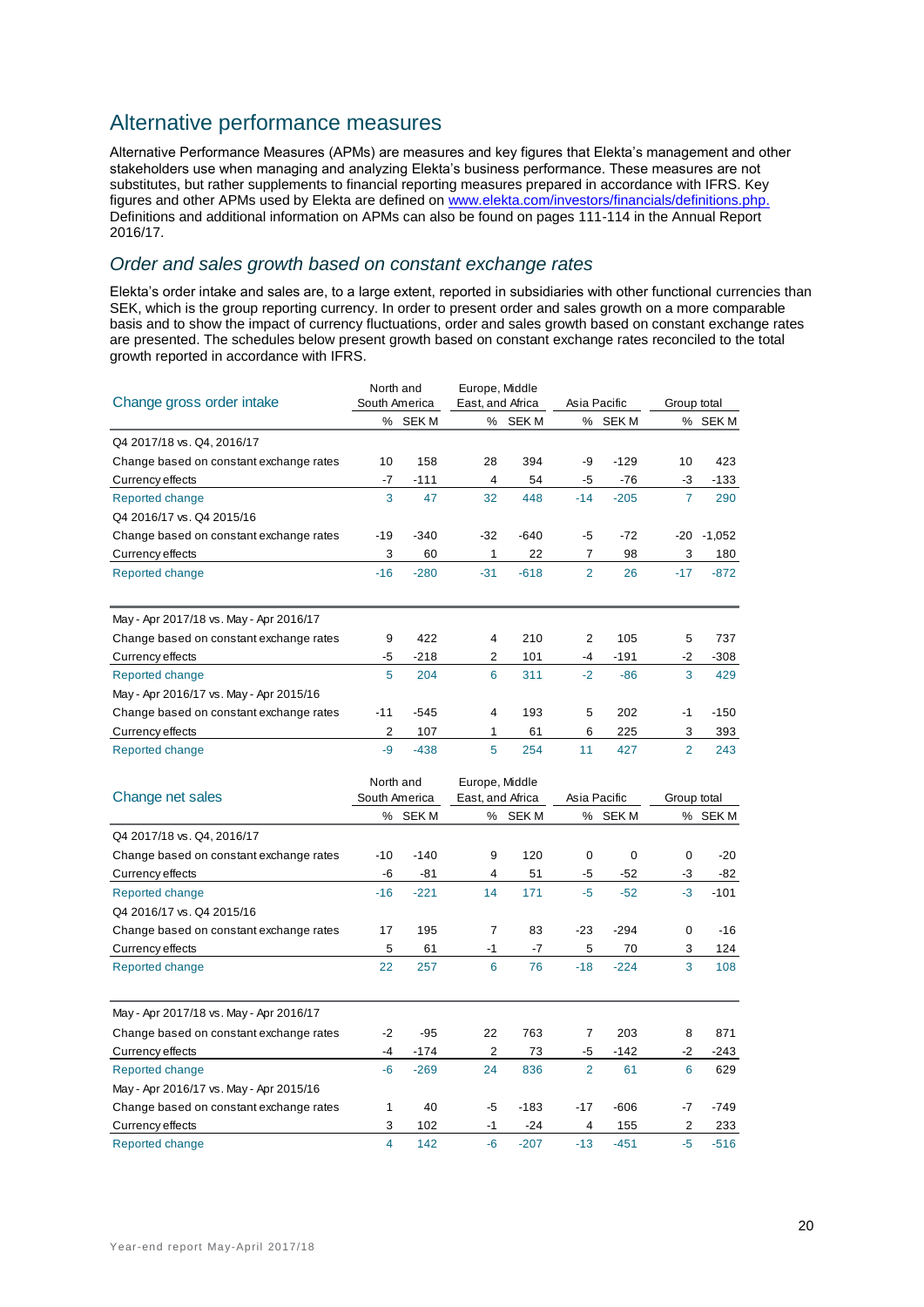# Alternative performance measures

Alternative Performance Measures (APMs) are measures and key figures that Elekta's management and other stakeholders use when managing and analyzing Elekta's business performance. These measures are not substitutes, but rather supplements to financial reporting measures prepared in accordance with IFRS. Key figures and other APMs used by Elekta are defined on www.elekta.com/investors/financials/definitions.php. Definitions and additional information on APMs can also be found on pages 111-114 in the Annual Report 2016/17.

## *Order and sales growth based on constant exchange rates*

Elekta's order intake and sales are, to a large extent, reported in subsidiaries with other functional currencies than SEK, which is the group reporting currency. In order to present order and sales growth on a more comparable basis and to show the impact of currency fluctuations, order and sales growth based on constant exchange rates are presented. The schedules below present growth based on constant exchange rates reconciled to the total growth reported in accordance with IFRS.

| Change gross order intake | North and South America | | Europe, Middle East, and Africa | | Asia Pacific | | Group total | |
|---|---|---|---|---|---|---|---|---|
| | % | SEK M | % | SEK M | % | SEK M | % | SEK M |
| Q4 2017/18 vs. Q4, 2016/17 | | | | | | | | |
| Change based on constant exchange rates | 10 | 158 | 28 | 394 | -9 | -129 | 10 | 423 |
| Currency effects | -7 | -111 | 4 | 54 | -5 | -76 | -3 | -133 |
| Reported change | 3 | 47 | 32 | 448 | -14 | -205 | 7 | 290 |
| Q4 2016/17 vs. Q4 2015/16 | | | | | | | | |
| Change based on constant exchange rates | -19 | -340 | -32 | -640 | -5 | -72 | -20 | -1,052 |
| Currency effects | 3 | 60 | 1 | 22 | 7 | 98 | 3 | 180 |
| Reported change | -16 | -280 | -31 | -618 | 2 | 26 | -17 | -872 |
| May - Apr 2017/18 vs. May - Apr 2016/17 | | | | | | | | |
| Change based on constant exchange rates | 9 | 422 | 4 | 210 | 2 | 105 | 5 | 737 |
| Currency effects | -5 | -218 | 2 | 101 | -4 | -191 | -2 | -308 |
| Reported change | 5 | 204 | 6 | 311 | -2 | -86 | 3 | 429 |
| May - Apr 2016/17 vs. May - Apr 2015/16 | | | | | | | | |
| Change based on constant exchange rates | -11 | -545 | 4 | 193 | 5 | 202 | -1 | -150 |
| Currency effects | 2 | 107 | 1 | 61 | 6 | 225 | 3 | 393 |
| Reported change | -9 | -438 | 5 | 254 | 11 | 427 | 2 | 243 |

| Change net sales | North and South America | | Europe, Middle East, and Africa | | Asia Pacific | | Group total | |
|---|---|---|---|---|---|---|---|---|
| | % | SEK M | % | SEK M | % | SEK M | % | SEK M |
| Q4 2017/18 vs. Q4, 2016/17 | | | | | | | | |
| Change based on constant exchange rates | -10 | -140 | 9 | 120 | 0 | 0 | 0 | -20 |
| Currency effects | -6 | -81 | 4 | 51 | -5 | -52 | -3 | -82 |
| Reported change | -16 | -221 | 14 | 171 | -5 | -52 | -3 | -101 |
| Q4 2016/17 vs. Q4 2015/16 | | | | | | | | |
| Change based on constant exchange rates | 17 | 195 | 7 | 83 | -23 | -294 | 0 | -16 |
| Currency effects | 5 | 61 | -1 | -7 | 5 | 70 | 3 | 124 |
| Reported change | 22 | 257 | 6 | 76 | -18 | -224 | 3 | 108 |
| May - Apr 2017/18 vs. May - Apr 2016/17 | | | | | | | | |
| Change based on constant exchange rates | -2 | -95 | 22 | 763 | 7 | 203 | 8 | 871 |
| Currency effects | -4 | -174 | 2 | 73 | -5 | -142 | -2 | -243 |
| Reported change | -6 | -269 | 24 | 836 | 2 | 61 | 6 | 629 |
| May - Apr 2016/17 vs. May - Apr 2015/16 | | | | | | | | |
| Change based on constant exchange rates | 1 | 40 | -5 | -183 | -17 | -606 | -7 | -749 |
| Currency effects | 3 | 102 | -1 | -24 | 4 | 155 | 2 | 233 |
| Reported change | 4 | 142 | -6 | -207 | -13 | -451 | -5 | -516 |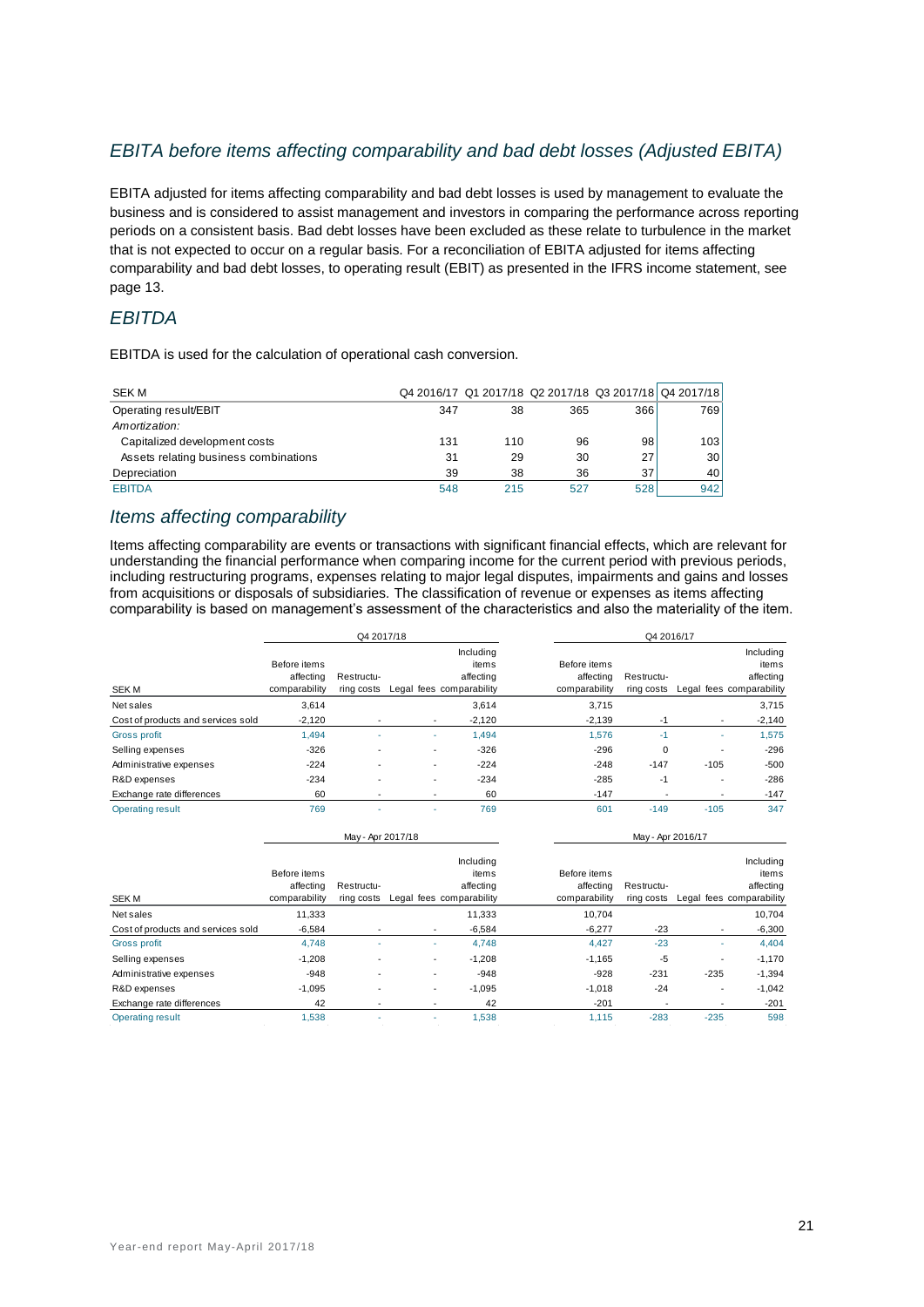## *EBITA before items affecting comparability and bad debt losses (Adjusted EBITA)*

EBITA adjusted for items affecting comparability and bad debt losses is used by management to evaluate the business and is considered to assist management and investors in comparing the performance across reporting periods on a consistent basis. Bad debt losses have been excluded as these relate to turbulence in the market that is not expected to occur on a regular basis. For a reconciliation of EBITA adjusted for items affecting comparability and bad debt losses, to operating result (EBIT) as presented in the IFRS income statement, see page 13.

## *EBITDA*

EBITDA is used for the calculation of operational cash conversion.

| SEK M | Q4 2016/17 | Q1 2017/18 | Q2 2017/18 | Q3 2017/18 | Q4 2017/18 |
|---|---|---|---|---|---|
| Operating result/EBIT | 347 | 38 | 365 | 366 | 769 |
| *Amortization:* | | | | | |
| Capitalized development costs | 131 | 110 | 96 | 98 | 103 |
| Assets relating business combinations | 31 | 29 | 30 | 27 | 30 |
| Depreciation | 39 | 38 | 36 | 37 | 40 |
| EBITDA | 548 | 215 | 527 | 528 | 942 |

## *Items affecting comparability*

Items affecting comparability are events or transactions with significant financial effects, which are relevant for understanding the financial performance when comparing income for the current period with previous periods, including restructuring programs, expenses relating to major legal disputes, impairments and gains and losses from acquisitions or disposals of subsidiaries. The classification of revenue or expenses as items affecting comparability is based on management's assessment of the characteristics and also the materiality of the item.

| | Q4 2017/18 | | | | Q4 2016/17 | | | |
|---|---|---|---|---|---|---|---|---|
| SEK M | Before items affecting comparability | Restructuring costs | Legal fees | Including items affecting comparability | Before items affecting comparability | Restructuring costs | Legal fees | Including items affecting comparability |
| Net sales | 3,614 | | | 3,614 | 3,715 | | | 3,715 |
| Cost of products and services sold | -2,120 | - | - | -2,120 | -2,139 | -1 | - | -2,140 |
| Gross profit | 1,494 | - | - | 1,494 | 1,576 | -1 | - | 1,575 |
| Selling expenses | -326 | - | - | -326 | -296 | 0 | - | -296 |
| Administrative expenses | -224 | - | - | -224 | -248 | -147 | -105 | -500 |
| R&D expenses | -234 | - | - | -234 | -285 | -1 | - | -286 |
| Exchange rate differences | 60 | - | - | 60 | -147 | - | - | -147 |
| Operating result | 769 | - | - | 769 | 601 | -149 | -105 | 347 |

| | May - Apr 2017/18 | | | | May - Apr 2016/17 | | | |
|---|---|---|---|---|---|---|---|---|
| SEK M | Before items affecting comparability | Restructuring costs | Legal fees | Including items affecting comparability | Before items affecting comparability | Restructuring costs | Legal fees | Including items affecting comparability |
| Net sales | 11,333 | | | 11,333 | 10,704 | | | 10,704 |
| Cost of products and services sold | -6,584 | - | - | -6,584 | -6,277 | -23 | - | -6,300 |
| Gross profit | 4,748 | - | - | 4,748 | 4,427 | -23 | - | 4,404 |
| Selling expenses | -1,208 | - | - | -1,208 | -1,165 | -5 | - | -1,170 |
| Administrative expenses | -948 | - | - | -948 | -928 | -231 | -235 | -1,394 |
| R&D expenses | -1,095 | - | - | -1,095 | -1,018 | -24 | - | -1,042 |
| Exchange rate differences | 42 | - | - | 42 | -201 | - | - | -201 |
| Operating result | 1,538 | - | - | 1,538 | 1,115 | -283 | -235 | 598 |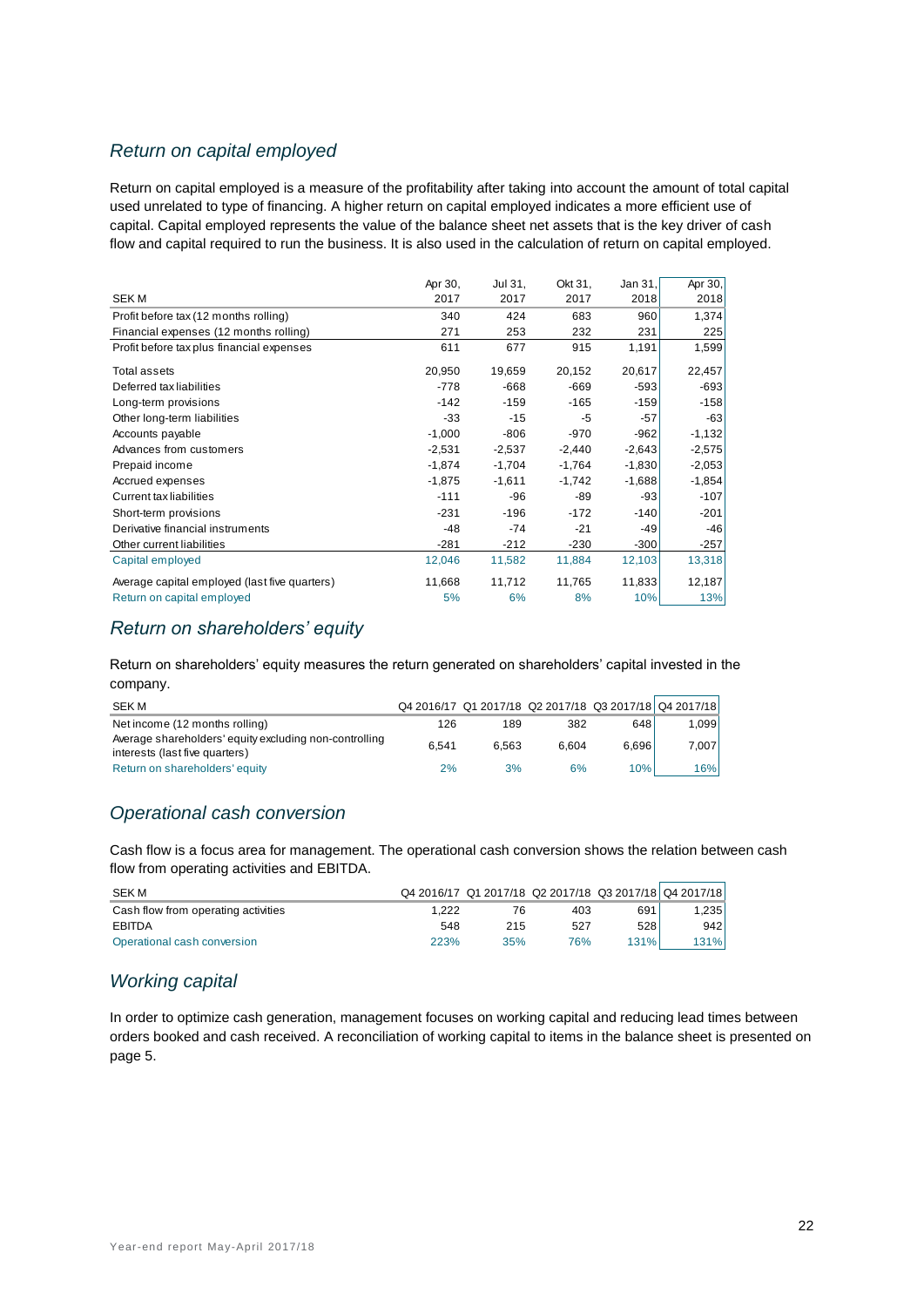## *Return on capital employed*

Return on capital employed is a measure of the profitability after taking into account the amount of total capital used unrelated to type of financing. A higher return on capital employed indicates a more efficient use of capital. Capital employed represents the value of the balance sheet net assets that is the key driver of cash flow and capital required to run the business. It is also used in the calculation of return on capital employed.

| SEK M | Apr 30, 2017 | Jul 31, 2017 | Okt 31, 2017 | Jan 31, 2018 | Apr 30, 2018 |
|---|---|---|---|---|---|
| Profit before tax (12 months rolling) | 340 | 424 | 683 | 960 | 1,374 |
| Financial expenses (12 months rolling) | 271 | 253 | 232 | 231 | 225 |
| Profit before tax plus financial expenses | 611 | 677 | 915 | 1,191 | 1,599 |
| Total assets | 20,950 | 19,659 | 20,152 | 20,617 | 22,457 |
| Deferred tax liabilities | -778 | -668 | -669 | -593 | -693 |
| Long-term provisions | -142 | -159 | -165 | -159 | -158 |
| Other long-term liabilities | -33 | -15 | -5 | -57 | -63 |
| Accounts payable | -1,000 | -806 | -970 | -962 | -1,132 |
| Advances from customers | -2,531 | -2,537 | -2,440 | -2,643 | -2,575 |
| Prepaid income | -1,874 | -1,704 | -1,764 | -1,830 | -2,053 |
| Accrued expenses | -1,875 | -1,611 | -1,742 | -1,688 | -1,854 |
| Current tax liabilities | -111 | -96 | -89 | -93 | -107 |
| Short-term provisions | -231 | -196 | -172 | -140 | -201 |
| Derivative financial instruments | -48 | -74 | -21 | -49 | -46 |
| Other current liabilities | -281 | -212 | -230 | -300 | -257 |
| Capital employed | 12,046 | 11,582 | 11,884 | 12,103 | 13,318 |
| Average capital employed (last five quarters) | 11,668 | 11,712 | 11,765 | 11,833 | 12,187 |
| Return on capital employed | 5% | 6% | 8% | 10% | 13% |

## *Return on shareholders' equity*

Return on shareholders' equity measures the return generated on shareholders' capital invested in the company.

| SEK M | Q4 2016/17 | Q1 2017/18 | Q2 2017/18 | Q3 2017/18 | Q4 2017/18 |
|---|---|---|---|---|---|
| Net income (12 months rolling) | 126 | 189 | 382 | 648 | 1,099 |
| Average shareholders' equity excluding non-controlling interests (last five quarters) | 6,541 | 6,563 | 6,604 | 6,696 | 7,007 |
| Return on shareholders' equity | 2% | 3% | 6% | 10% | 16% |

## *Operational cash conversion*

Cash flow is a focus area for management. The operational cash conversion shows the relation between cash flow from operating activities and EBITDA.

| SEK M | Q4 2016/17 | Q1 2017/18 | Q2 2017/18 | Q3 2017/18 | Q4 2017/18 |
|---|---|---|---|---|---|
| Cash flow from operating activities | 1,222 | 76 | 403 | 691 | 1,235 |
| EBITDA | 548 | 215 | 527 | 528 | 942 |
| Operational cash conversion | 223% | 35% | 76% | 131% | 131% |

## *Working capital*

In order to optimize cash generation, management focuses on working capital and reducing lead times between orders booked and cash received. A reconciliation of working capital to items in the balance sheet is presented on page 5.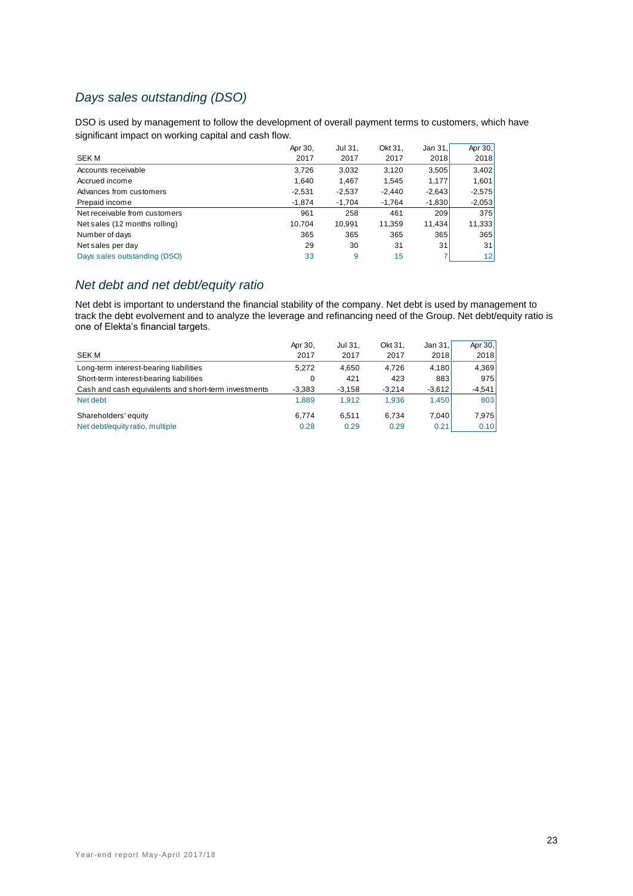## *Days sales outstanding (DSO)*

DSO is used by management to follow the development of overall payment terms to customers, which have significant impact on working capital and cash flow.

| SEK M | Apr 30, 2017 | Jul 31, 2017 | Okt 31, 2017 | Jan 31, 2018 | Apr 30, 2018 |
|---|---|---|---|---|---|
| Accounts receivable | 3,726 | 3,032 | 3,120 | 3,505 | 3,402 |
| Accrued income | 1,640 | 1,467 | 1,545 | 1,177 | 1,601 |
| Advances from customers | -2,531 | -2,537 | -2,440 | -2,643 | -2,575 |
| Prepaid income | -1,874 | -1,704 | -1,764 | -1,830 | -2,053 |
| Net receivable from customers | 961 | 258 | 461 | 209 | 375 |
| Net sales (12 months rolling) | 10,704 | 10,991 | 11,359 | 11,434 | 11,333 |
| Number of days | 365 | 365 | 365 | 365 | 365 |
| Net sales per day | 29 | 30 | 31 | 31 | 31 |
| Days sales outstanding (DSO) | 33 | 9 | 15 | 7 | 12 |

## *Net debt and net debt/equity ratio*

Net debt is important to understand the financial stability of the company. Net debt is used by management to track the debt evolvement and to analyze the leverage and refinancing need of the Group. Net debt/equity ratio is one of Elekta's financial targets.

| SEK M | Apr 30, 2017 | Jul 31, 2017 | Okt 31, 2017 | Jan 31, 2018 | Apr 30, 2018 |
|---|---|---|---|---|---|
| Long-term interest-bearing liabilities | 5,272 | 4,650 | 4,726 | 4,180 | 4,369 |
| Short-term interest-bearing liabilities | 0 | 421 | 423 | 883 | 975 |
| Cash and cash equivalents and short-term investments | -3,383 | -3,158 | -3,214 | -3,612 | -4,541 |
| Net debt | 1,889 | 1,912 | 1,936 | 1,450 | 803 |
| Shareholders' equity | 6,774 | 6,511 | 6,734 | 7,040 | 7,975 |
| Net debt/equity ratio, multiple | 0.28 | 0.29 | 0.29 | 0.21 | 0.10 |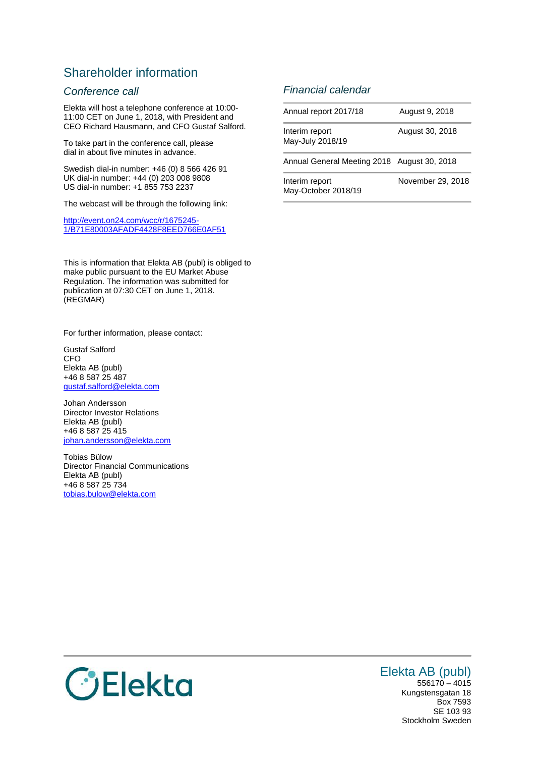## Shareholder information

### *Conference call*

Elekta will host a telephone conference at 10:00-11:00 CET on June 1, 2018, with President and CEO Richard Hausmann, and CFO Gustaf Salford.

To take part in the conference call, please dial in about five minutes in advance.

Swedish dial-in number: +46 (0) 8 566 426 91
UK dial-in number: +44 (0) 203 008 9808
US dial-in number: +1 855 753 2237

The webcast will be through the following link:

http://event.on24.com/wcc/r/1675245-1/B71E80003AFADF4428F8EED766E0AF51

This is information that Elekta AB (publ) is obliged to make public pursuant to the EU Market Abuse Regulation. The information was submitted for publication at 07:30 CET on June 1, 2018. (REGMAR)

For further information, please contact:

Gustaf Salford
CFO
Elekta AB (publ)
+46 8 587 25 487
gustaf.salford@elekta.com

Johan Andersson
Director Investor Relations
Elekta AB (publ)
+46 8 587 25 415
johan.andersson@elekta.com

Tobias Bülow
Director Financial Communications
Elekta AB (publ)
+46 8 587 25 734
tobias.bulow@elekta.com

### *Financial calendar*

| | |
|---|---|
| Annual report 2017/18 | August 9, 2018 |
| Interim report May-July 2018/19 | August 30, 2018 |
| Annual General Meeting 2018 | August 30, 2018 |
| Interim report May-October 2018/19 | November 29, 2018 |

Elekta AB (publ)
556170 – 4015
Kungstensgatan 18
Box 7593
SE 103 93
Stockholm Sweden